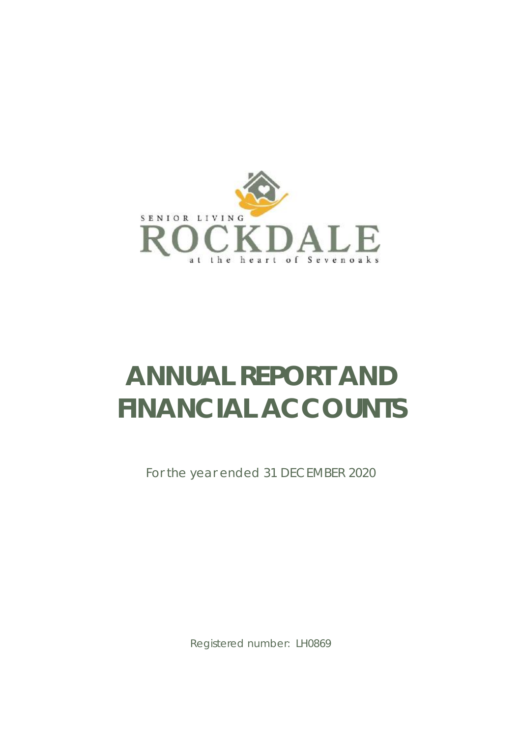SENIOR LIVING

ROCKDALE

at the heart of Sevenoaks

# ANNUAL REPORT AND FINANCIAL ACCOUNTS

For the year ended 31 DECEMBER 2020

Registered number: LH0869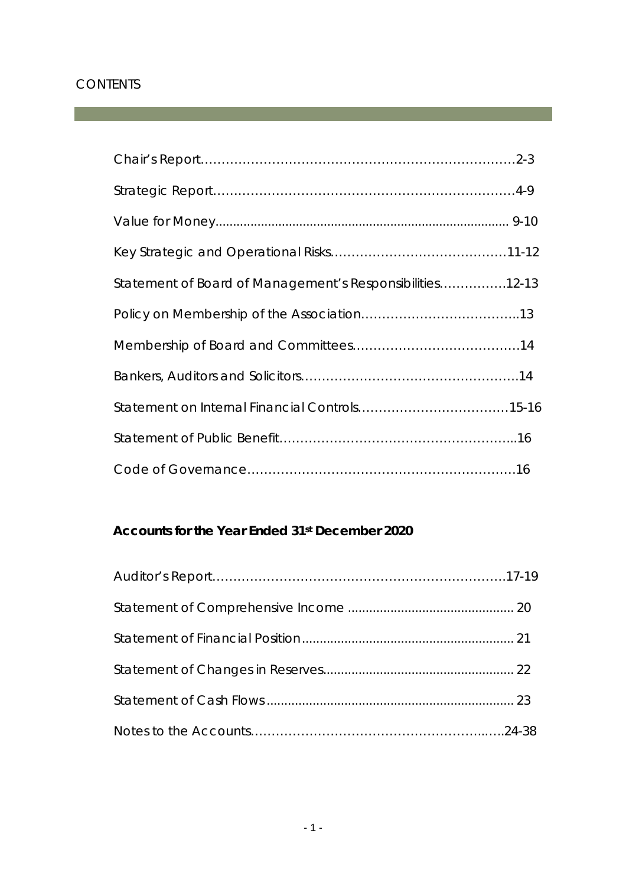# CONTENTS

Chair's Report……………………………………………………………………2-3

Strategic Report………………………………………………………………4-9

Value for Money......................................................................................... 9-10

Key Strategic and Operational Risks……………………………………11-12

Statement of Board of Management's Responsibilities…………….12-13

Policy on Membership of the Association………………………………..13

Membership of Board and Committees…………………………………14

Bankers, Auditors and Solicitors……………………………………………14

Statement on Internal Financial Controls………………………………15-16

Statement of Public Benefit………………………………………………..16

Code of Governance………………………………………………………16

## Accounts for the Year Ended 31st December 2020

Auditor's Report……………………………………………………………17-19

Statement of Comprehensive Income .............................................. 20

Statement of Financial Position........................................................... 21

Statement of Changes in Reserves...................................................... 22

Statement of Cash Flows ..................................................................... 23

Notes to the Accounts…………………………………………………..….24-38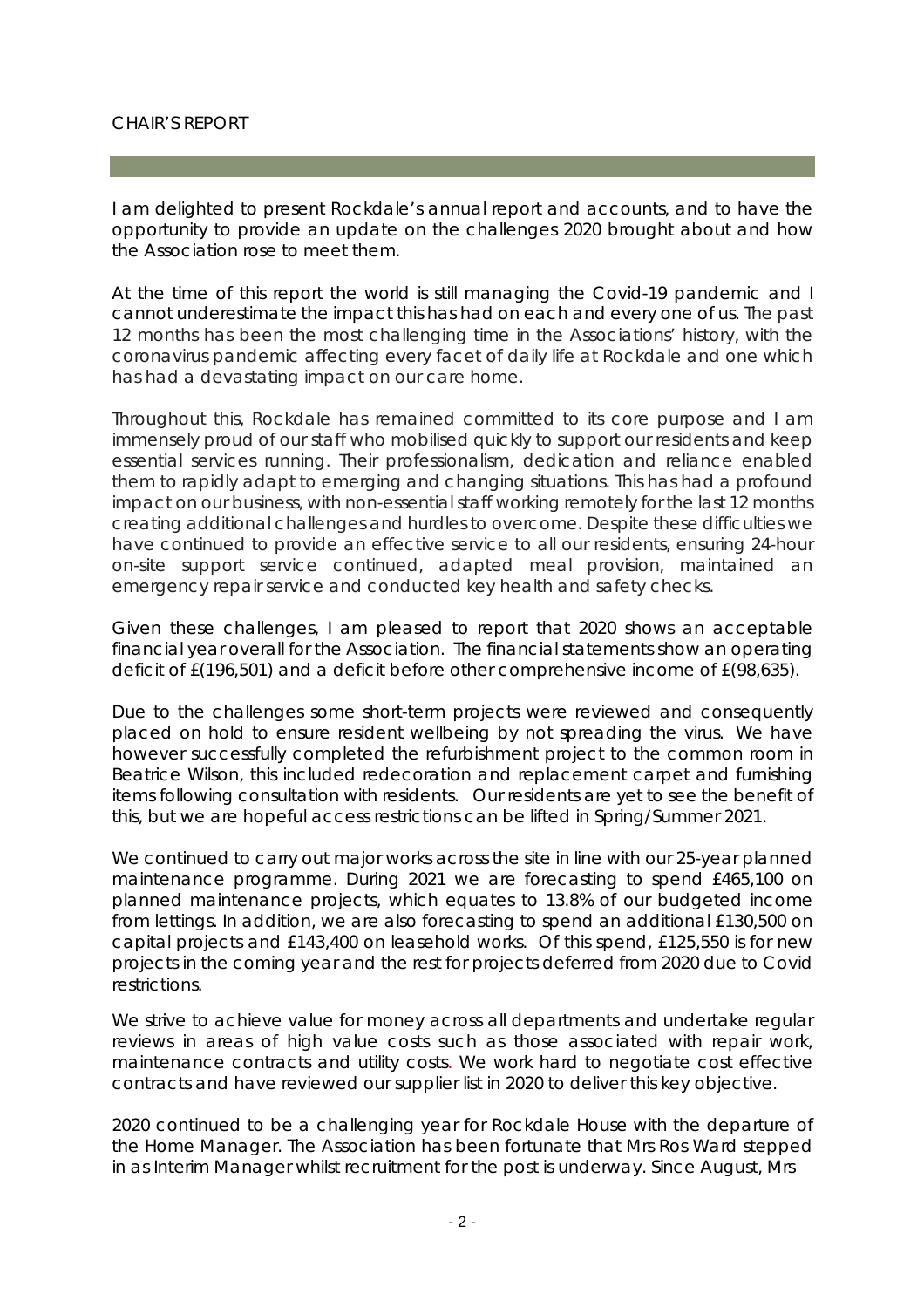# CHAIR'S REPORT

I am delighted to present Rockdale's annual report and accounts, and to have the opportunity to provide an update on the challenges 2020 brought about and how the Association rose to meet them.

At the time of this report the world is still managing the Covid-19 pandemic and I cannot underestimate the impact this has had on each and every one of us. The past 12 months has been the most challenging time in the Associations' history, with the coronavirus pandemic affecting every facet of daily life at Rockdale and one which has had a devastating impact on our care home.

Throughout this, Rockdale has remained committed to its core purpose and I am immensely proud of our staff who mobilised quickly to support our residents and keep essential services running. Their professionalism, dedication and reliance enabled them to rapidly adapt to emerging and changing situations. This has had a profound impact on our business, with non-essential staff working remotely for the last 12 months creating additional challenges and hurdles to overcome. Despite these difficulties we have continued to provide an effective service to all our residents, ensuring 24-hour on-site support service continued, adapted meal provision, maintained an emergency repair service and conducted key health and safety checks.

Given these challenges, I am pleased to report that 2020 shows an acceptable financial year overall for the Association. The financial statements show an operating deficit of £(196,501) and a deficit before other comprehensive income of £(98,635).

Due to the challenges some short-term projects were reviewed and consequently placed on hold to ensure resident wellbeing by not spreading the virus. We have however successfully completed the refurbishment project to the common room in Beatrice Wilson, this included redecoration and replacement carpet and furnishing items following consultation with residents. Our residents are yet to see the benefit of this, but we are hopeful access restrictions can be lifted in Spring/Summer 2021.

We continued to carry out major works across the site in line with our 25-year planned maintenance programme. During 2021 we are forecasting to spend £465,100 on planned maintenance projects, which equates to 13.8% of our budgeted income from lettings. In addition, we are also forecasting to spend an additional £130,500 on capital projects and £143,400 on leasehold works. Of this spend, £125,550 is for new projects in the coming year and the rest for projects deferred from 2020 due to Covid restrictions.

We strive to achieve value for money across all departments and undertake regular reviews in areas of high value costs such as those associated with repair work, maintenance contracts and utility costs. We work hard to negotiate cost effective contracts and have reviewed our supplier list in 2020 to deliver this key objective.

2020 continued to be a challenging year for Rockdale House with the departure of the Home Manager. The Association has been fortunate that Mrs Ros Ward stepped in as Interim Manager whilst recruitment for the post is underway. Since August, Mrs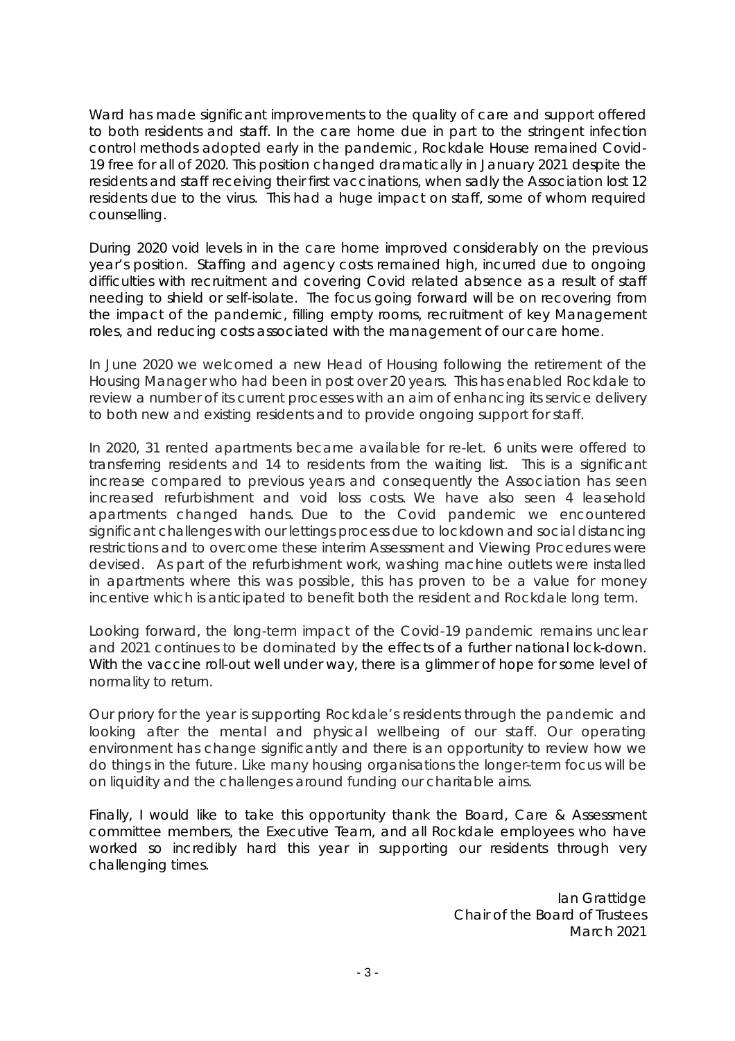Ward has made significant improvements to the quality of care and support offered to both residents and staff. In the care home due in part to the stringent infection control methods adopted early in the pandemic, Rockdale House remained Covid-19 free for all of 2020. This position changed dramatically in January 2021 despite the residents and staff receiving their first vaccinations, when sadly the Association lost 12 residents due to the virus. This had a huge impact on staff, some of whom required counselling.

During 2020 void levels in in the care home improved considerably on the previous year's position. Staffing and agency costs remained high, incurred due to ongoing difficulties with recruitment and covering Covid related absence as a result of staff needing to shield or self-isolate. The focus going forward will be on recovering from the impact of the pandemic, filling empty rooms, recruitment of key Management roles, and reducing costs associated with the management of our care home.

In June 2020 we welcomed a new Head of Housing following the retirement of the Housing Manager who had been in post over 20 years. This has enabled Rockdale to review a number of its current processes with an aim of enhancing its service delivery to both new and existing residents and to provide ongoing support for staff.

In 2020, 31 rented apartments became available for re-let. 6 units were offered to transferring residents and 14 to residents from the waiting list. This is a significant increase compared to previous years and consequently the Association has seen increased refurbishment and void loss costs. We have also seen 4 leasehold apartments changed hands. Due to the Covid pandemic we encountered significant challenges with our lettings process due to lockdown and social distancing restrictions and to overcome these interim Assessment and Viewing Procedures were devised. As part of the refurbishment work, washing machine outlets were installed in apartments where this was possible, this has proven to be a value for money incentive which is anticipated to benefit both the resident and Rockdale long term.

Looking forward, the long-term impact of the Covid-19 pandemic remains unclear and 2021 continues to be dominated by the effects of a further national lock-down. With the vaccine roll-out well under way, there is a glimmer of hope for some level of normality to return.

Our priory for the year is supporting Rockdale's residents through the pandemic and looking after the mental and physical wellbeing of our staff. Our operating environment has change significantly and there is an opportunity to review how we do things in the future. Like many housing organisations the longer-term focus will be on liquidity and the challenges around funding our charitable aims.

Finally, I would like to take this opportunity thank the Board, Care & Assessment committee members, the Executive Team, and all Rockdale employees who have worked so incredibly hard this year in supporting our residents through very challenging times.

Ian Grattidge
Chair of the Board of Trustees
March 2021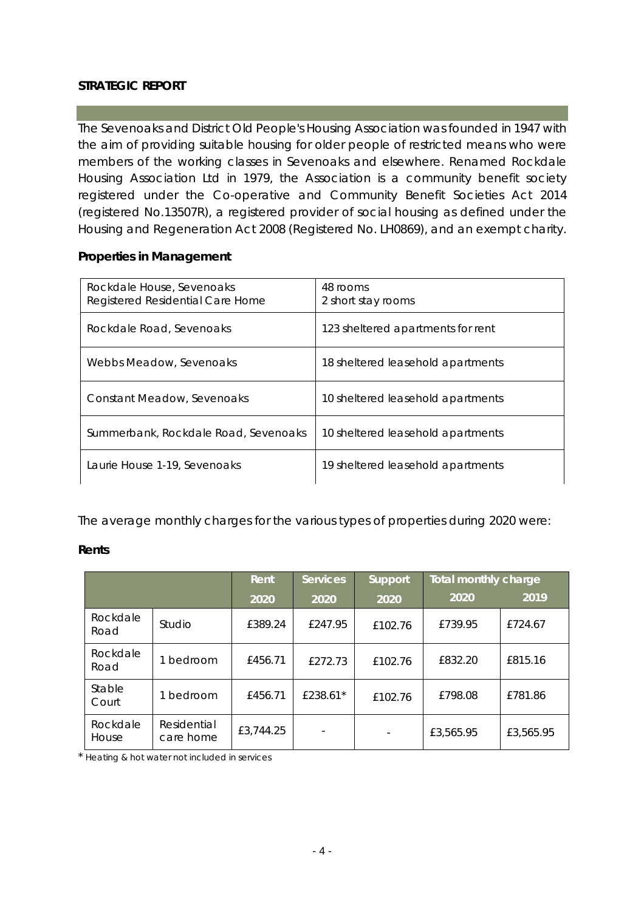## STRATEGIC REPORT

The Sevenoaks and District Old People's Housing Association was founded in 1947 with the aim of providing suitable housing for older people of restricted means who were members of the working classes in Sevenoaks and elsewhere. Renamed Rockdale Housing Association Ltd in 1979, the Association is a community benefit society registered under the Co-operative and Community Benefit Societies Act 2014 (registered No.13507R), a registered provider of social housing as defined under the Housing and Regeneration Act 2008 (Registered No. LH0869), and an exempt charity.

### Properties in Management

| | |
|---|---|
| Rockdale House, Sevenoaks<br>Registered Residential Care Home | 48 rooms<br>2 short stay rooms |
| Rockdale Road, Sevenoaks | 123 sheltered apartments for rent |
| Webbs Meadow, Sevenoaks | 18 sheltered leasehold apartments |
| Constant Meadow, Sevenoaks | 10 sheltered leasehold apartments |
| Summerbank, Rockdale Road, Sevenoaks | 10 sheltered leasehold apartments |
| Laurie House 1-19, Sevenoaks | 19 sheltered leasehold apartments |

The average monthly charges for the various types of properties during 2020 were:

### Rents

| | | Rent 2020 | Services 2020 | Support 2020 | Total monthly charge 2020 | Total monthly charge 2019 |
|---|---|---|---|---|---|---|
| Rockdale Road | Studio | £389.24 | £247.95 | £102.76 | £739.95 | £724.67 |
| Rockdale Road | 1 bedroom | £456.71 | £272.73 | £102.76 | £832.20 | £815.16 |
| Stable Court | 1 bedroom | £456.71 | £238.61* | £102.76 | £798.08 | £781.86 |
| Rockdale House | Residential care home | £3,744.25 | - | - | £3,565.95 | £3,565.95 |

* Heating & hot water not included in services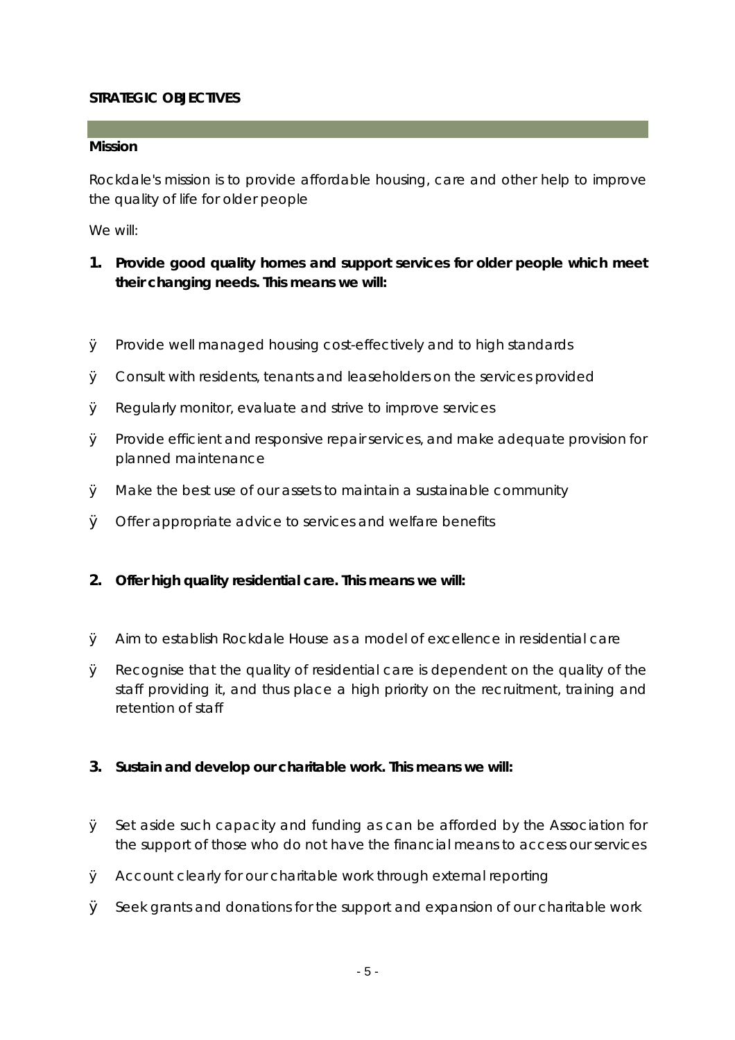**STRATEGIC OBJECTIVES**

**Mission**

Rockdale's mission is to provide affordable housing, care and other help to improve the quality of life for older people

We will:

**1. Provide good quality homes and support services for older people which meet their changing needs. This means we will:**

- Provide well managed housing cost-effectively and to high standards
- Consult with residents, tenants and leaseholders on the services provided
- Regularly monitor, evaluate and strive to improve services
- Provide efficient and responsive repair services, and make adequate provision for planned maintenance
- Make the best use of our assets to maintain a sustainable community
- Offer appropriate advice to services and welfare benefits

**2. Offer high quality residential care. This means we will:**

- Aim to establish Rockdale House as a model of excellence in residential care
- Recognise that the quality of residential care is dependent on the quality of the staff providing it, and thus place a high priority on the recruitment, training and retention of staff

**3. Sustain and develop our charitable work. This means we will:**

- Set aside such capacity and funding as can be afforded by the Association for the support of those who do not have the financial means to access our services
- Account clearly for our charitable work through external reporting
- Seek grants and donations for the support and expansion of our charitable work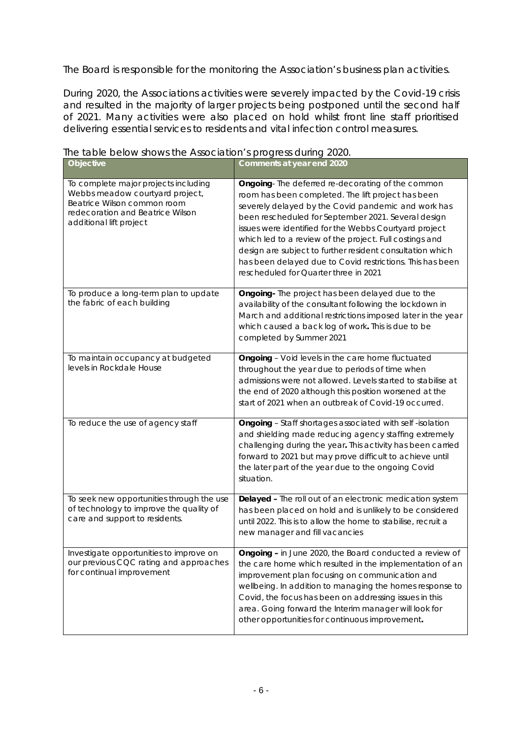The Board is responsible for the monitoring the Association's business plan activities.

During 2020, the Associations activities were severely impacted by the Covid-19 crisis and resulted in the majority of larger projects being postponed until the second half of 2021. Many activities were also placed on hold whilst front line staff prioritised delivering essential services to residents and vital infection control measures.

The table below shows the Association's progress during 2020.

| Objective | Comments at year end 2020 |
|---|---|
| To complete major projects including Webbs meadow courtyard project, Beatrice Wilson common room redecoration and Beatrice Wilson additional lift project | **Ongoing**- The deferred re-decorating of the common room has been completed. The lift project has been severely delayed by the Covid pandemic and work has been rescheduled for September 2021. Several design issues were identified for the Webbs Courtyard project which led to a review of the project. Full costings and design are subject to further resident consultation which has been delayed due to Covid restrictions. This has been rescheduled for Quarter three in 2021 |
| To produce a long-term plan to update the fabric of each building | **Ongoing-** The project has been delayed due to the availability of the consultant following the lockdown in March and additional restrictions imposed later in the year which caused a back log of work**.** This is due to be completed by Summer 2021 |
| To maintain occupancy at budgeted levels in Rockdale House | **Ongoing** – Void levels in the care home fluctuated throughout the year due to periods of time when admissions were not allowed. Levels started to stabilise at the end of 2020 although this position worsened at the start of 2021 when an outbreak of Covid-19 occurred. |
| To reduce the use of agency staff | **Ongoing** – Staff shortages associated with self -isolation and shielding made reducing agency staffing extremely challenging during the year**.** This activity has been carried forward to 2021 but may prove difficult to achieve until the later part of the year due to the ongoing Covid situation. |
| To seek new opportunities through the use of technology to improve the quality of care and support to residents. | **Delayed –** The roll out of an electronic medication system has been placed on hold and is unlikely to be considered until 2022. This is to allow the home to stabilise, recruit a new manager and fill vacancies |
| Investigate opportunities to improve on our previous CQC rating and approaches for continual improvement | **Ongoing –** in June 2020, the Board conducted a review of the care home which resulted in the implementation of an improvement plan focusing on communication and wellbeing. In addition to managing the homes response to Covid, the focus has been on addressing issues in this area. Going forward the Interim manager will look for other opportunities for continuous improvement**.** |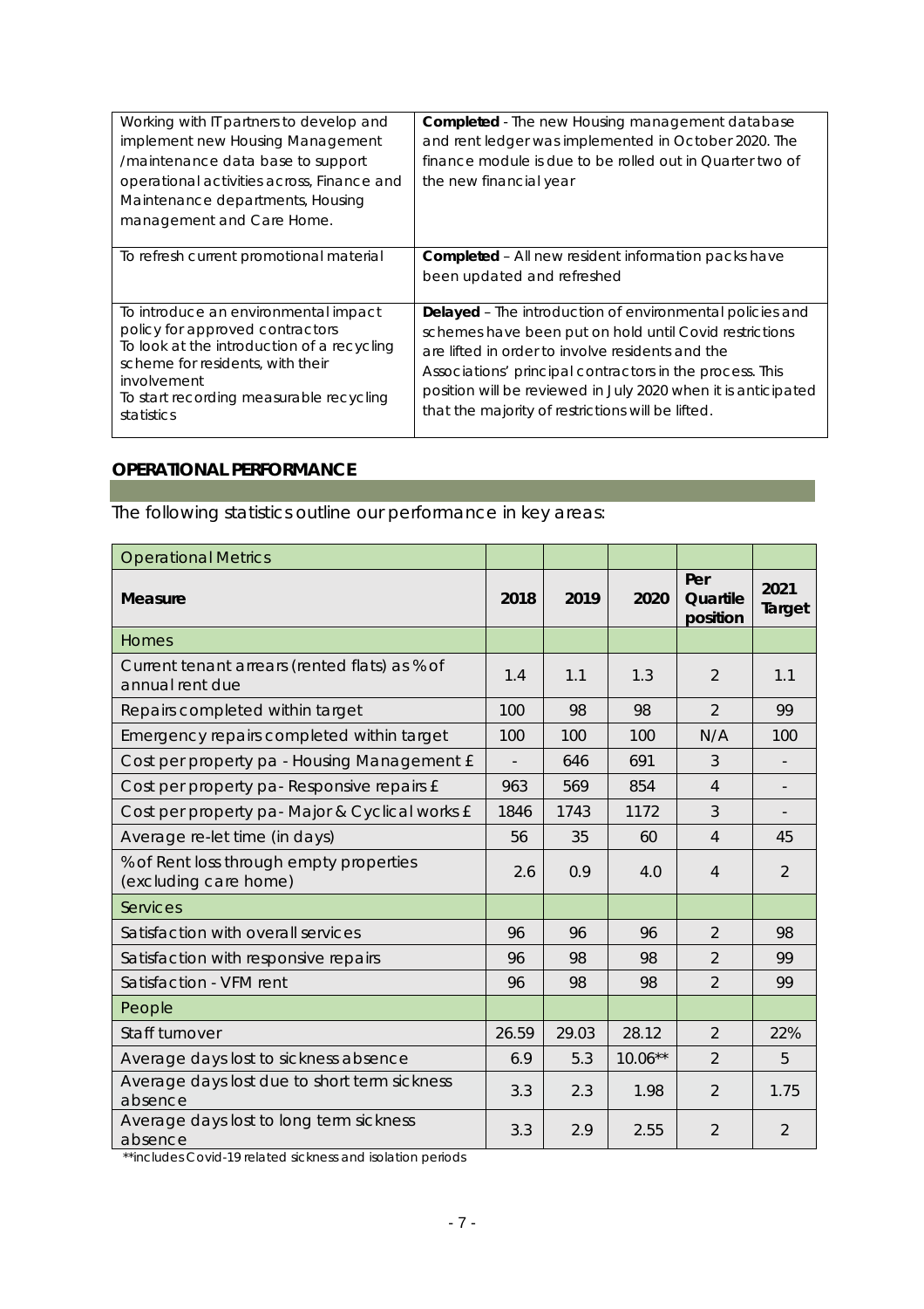| | |
|---|---|
| Working with IT partners to develop and implement new Housing Management /maintenance data base to support operational activities across, Finance and Maintenance departments, Housing management and Care Home. | **Completed** - The new Housing management database and rent ledger was implemented in October 2020. The finance module is due to be rolled out in Quarter two of the new financial year |
| To refresh current promotional material | **Completed** – All new resident information packs have been updated and refreshed |
| To introduce an environmental impact policy for approved contractors<br>To look at the introduction of a recycling scheme for residents, with their involvement<br>To start recording measurable recycling statistics | **Delayed** – The introduction of environmental policies and schemes have been put on hold until Covid restrictions are lifted in order to involve residents and the Associations' principal contractors in the process. This position will be reviewed in July 2020 when it is anticipated that the majority of restrictions will be lifted. |

## OPERATIONAL PERFORMANCE

The following statistics outline our performance in key areas:

| Operational Metrics | | | | | |
|---|---|---|---|---|---|
| **Measure** | **2018** | **2019** | **2020** | **Per Quartile position** | **2021 Target** |
| Homes | | | | | |
| Current tenant arrears (rented flats) as % of annual rent due | 1.4 | 1.1 | 1.3 | 2 | 1.1 |
| Repairs completed within target | 100 | 98 | 98 | 2 | 99 |
| Emergency repairs completed within target | 100 | 100 | 100 | N/A | 100 |
| Cost per property pa - Housing Management £ | - | 646 | 691 | 3 | - |
| Cost per property pa- Responsive repairs £ | 963 | 569 | 854 | 4 | - |
| Cost per property pa- Major & Cyclical works £ | 1846 | 1743 | 1172 | 3 | - |
| Average re-let time (in days) | 56 | 35 | 60 | 4 | 45 |
| % of Rent loss through empty properties (excluding care home) | 2.6 | 0.9 | 4.0 | 4 | 2 |
| Services | | | | | |
| Satisfaction with overall services | 96 | 96 | 96 | 2 | 98 |
| Satisfaction with responsive repairs | 96 | 98 | 98 | 2 | 99 |
| Satisfaction - VFM rent | 96 | 98 | 98 | 2 | 99 |
| People | | | | | |
| Staff turnover | 26.59 | 29.03 | 28.12 | 2 | 22% |
| Average days lost to sickness absence | 6.9 | 5.3 | 10.06** | 2 | 5 |
| Average days lost due to short term sickness absence | 3.3 | 2.3 | 1.98 | 2 | 1.75 |
| Average days lost to long term sickness absence | 3.3 | 2.9 | 2.55 | 2 | 2 |

**includes Covid-19 related sickness and isolation periods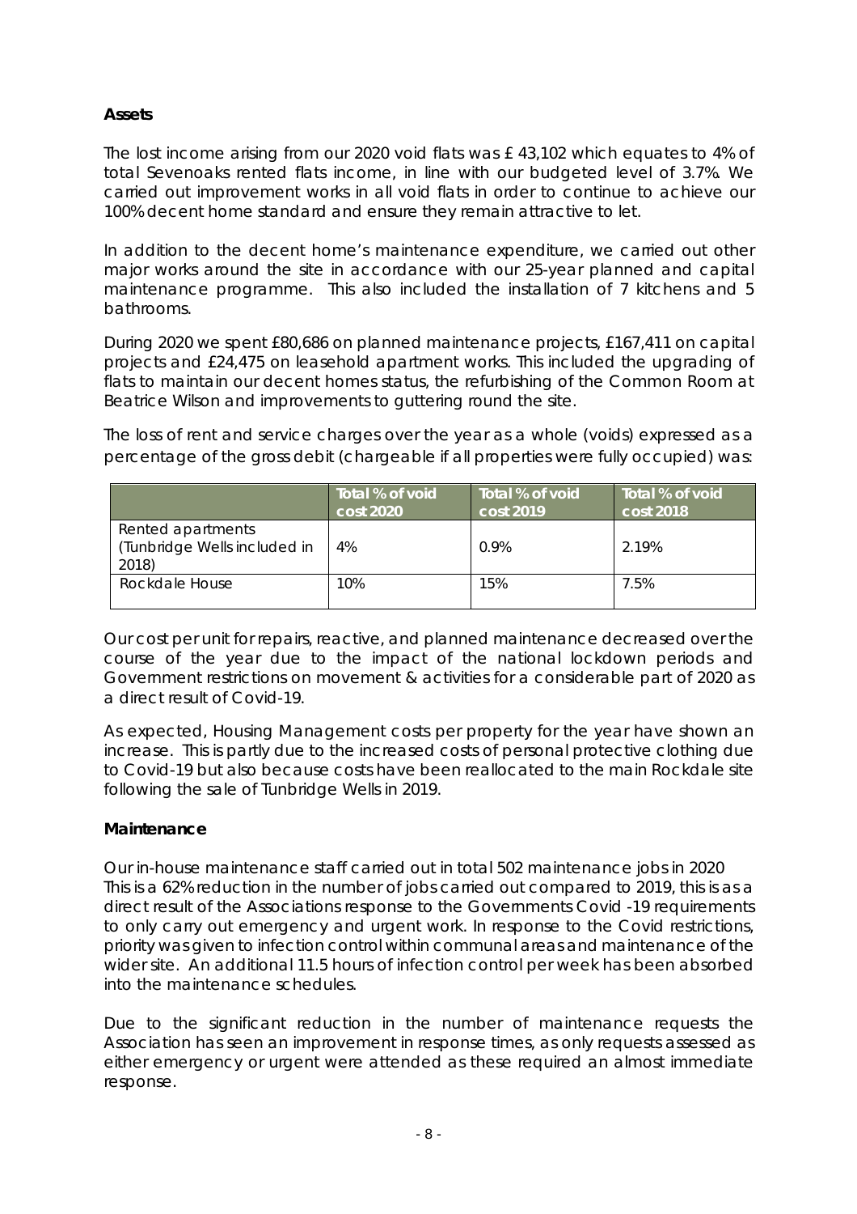## Assets

The lost income arising from our 2020 void flats was £ 43,102 which equates to 4% of total Sevenoaks rented flats income, in line with our budgeted level of 3.7%. We carried out improvement works in all void flats in order to continue to achieve our 100% decent home standard and ensure they remain attractive to let.

In addition to the decent home's maintenance expenditure, we carried out other major works around the site in accordance with our 25-year planned and capital maintenance programme. This also included the installation of 7 kitchens and 5 bathrooms.

During 2020 we spent £80,686 on planned maintenance projects, £167,411 on capital projects and £24,475 on leasehold apartment works. This included the upgrading of flats to maintain our decent homes status, the refurbishing of the Common Room at Beatrice Wilson and improvements to guttering round the site.

The loss of rent and service charges over the year as a whole (voids) expressed as a percentage of the gross debit (chargeable if all properties were fully occupied) was:

| | Total % of void cost 2020 | Total % of void cost 2019 | Total % of void cost 2018 |
|---|---|---|---|
| Rented apartments (Tunbridge Wells included in 2018) | 4% | 0.9% | 2.19% |
| Rockdale House | 10% | 15% | 7.5% |

Our cost per unit for repairs, reactive, and planned maintenance decreased over the course of the year due to the impact of the national lockdown periods and Government restrictions on movement & activities for a considerable part of 2020 as a direct result of Covid-19.

As expected, Housing Management costs per property for the year have shown an increase. This is partly due to the increased costs of personal protective clothing due to Covid-19 but also because costs have been reallocated to the main Rockdale site following the sale of Tunbridge Wells in 2019.

## Maintenance

Our in-house maintenance staff carried out in total 502 maintenance jobs in 2020 This is a 62% reduction in the number of jobs carried out compared to 2019, this is as a direct result of the Associations response to the Governments Covid -19 requirements to only carry out emergency and urgent work. In response to the Covid restrictions, priority was given to infection control within communal areas and maintenance of the wider site. An additional 11.5 hours of infection control per week has been absorbed into the maintenance schedules.

Due to the significant reduction in the number of maintenance requests the Association has seen an improvement in response times, as only requests assessed as either emergency or urgent were attended as these required an almost immediate response.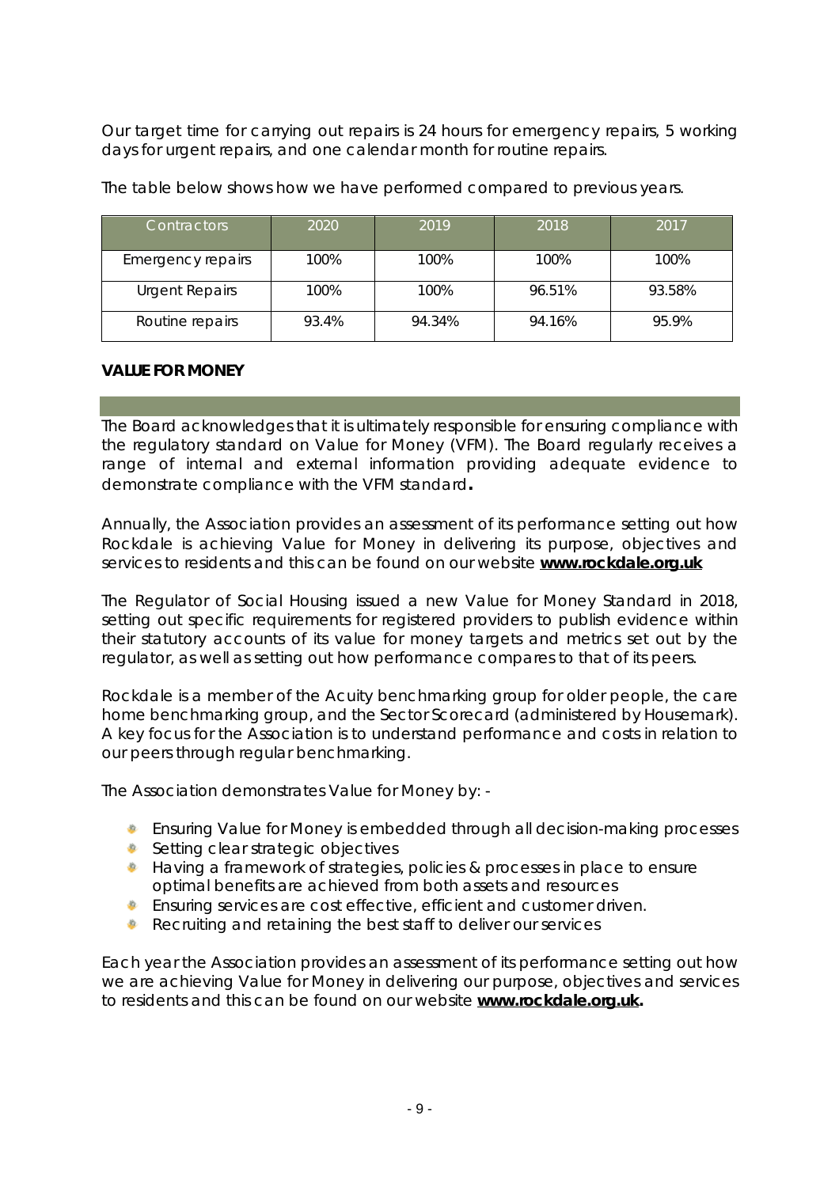Our target time for carrying out repairs is 24 hours for emergency repairs, 5 working days for urgent repairs, and one calendar month for routine repairs.

The table below shows how we have performed compared to previous years.

| Contractors | 2020 | 2019 | 2018 | 2017 |
|---|---|---|---|---|
| Emergency repairs | 100% | 100% | 100% | 100% |
| Urgent Repairs | 100% | 100% | 96.51% | 93.58% |
| Routine repairs | 93.4% | 94.34% | 94.16% | 95.9% |

## VALUE FOR MONEY

The Board acknowledges that it is ultimately responsible for ensuring compliance with the regulatory standard on Value for Money (VFM). The Board regularly receives a range of internal and external information providing adequate evidence to demonstrate compliance with the VFM standard**.**

Annually, the Association provides an assessment of its performance setting out how Rockdale is achieving Value for Money in delivering its purpose, objectives and services to residents and this can be found on our website **www.rockdale.org.uk**

The Regulator of Social Housing issued a new Value for Money Standard in 2018, setting out specific requirements for registered providers to publish evidence within their statutory accounts of its value for money targets and metrics set out by the regulator, as well as setting out how performance compares to that of its peers.

Rockdale is a member of the Acuity benchmarking group for older people, the care home benchmarking group, and the Sector Scorecard (administered by Housemark). A key focus for the Association is to understand performance and costs in relation to our peers through regular benchmarking.

The Association demonstrates Value for Money by: -

- Ensuring Value for Money is embedded through all decision-making processes
- Setting clear strategic objectives
- Having a framework of strategies, policies & processes in place to ensure optimal benefits are achieved from both assets and resources
- Ensuring services are cost effective, efficient and customer driven.
- Recruiting and retaining the best staff to deliver our services

Each year the Association provides an assessment of its performance setting out how we are achieving Value for Money in delivering our purpose, objectives and services to residents and this can be found on our website **www.rockdale.org.uk.**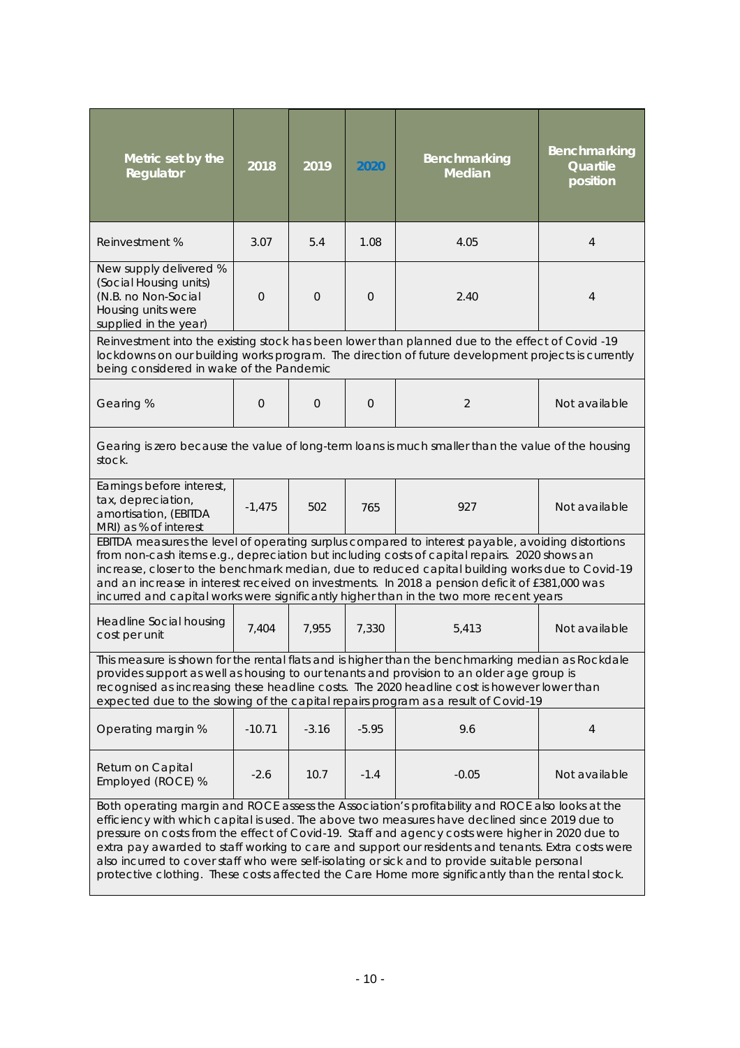| Metric set by the Regulator | 2018 | 2019 | 2020 | Benchmarking Median | Benchmarking Quartile position |
|---|---|---|---|---|---|
| Reinvestment % | 3.07 | 5.4 | 1.08 | 4.05 | 4 |
| New supply delivered % (Social Housing units) (N.B. no Non-Social Housing units were supplied in the year) | 0 | 0 | 0 | 2.40 | 4 |
| Reinvestment into the existing stock has been lower than planned due to the effect of Covid -19 lockdowns on our building works program. The direction of future development projects is currently being considered in wake of the Pandemic | | | | | |
| Gearing % | 0 | 0 | 0 | 2 | Not available |
| Gearing is zero because the value of long-term loans is much smaller than the value of the housing stock. | | | | | |
| Earnings before interest, tax, depreciation, amortisation, (EBITDA MRI) as % of interest | -1,475 | 502 | 765 | 927 | Not available |
| EBITDA measures the level of operating surplus compared to interest payable, avoiding distortions from non-cash items e.g., depreciation but including costs of capital repairs. 2020 shows an increase, closer to the benchmark median, due to reduced capital building works due to Covid-19 and an increase in interest received on investments. In 2018 a pension deficit of £381,000 was incurred and capital works were significantly higher than in the two more recent years | | | | | |
| Headline Social housing cost per unit | 7,404 | 7,955 | 7,330 | 5,413 | Not available |
| This measure is shown for the rental flats and is higher than the benchmarking median as Rockdale provides support as well as housing to our tenants and provision to an older age group is recognised as increasing these headline costs. The 2020 headline cost is however lower than expected due to the slowing of the capital repairs program as a result of Covid-19 | | | | | |
| Operating margin % | -10.71 | -3.16 | -5.95 | 9.6 | 4 |
| Return on Capital Employed (ROCE) % | -2.6 | 10.7 | -1.4 | -0.05 | Not available |
| Both operating margin and ROCE assess the Association's profitability and ROCE also looks at the efficiency with which capital is used. The above two measures have declined since 2019 due to pressure on costs from the effect of Covid-19. Staff and agency costs were higher in 2020 due to extra pay awarded to staff working to care and support our residents and tenants. Extra costs were also incurred to cover staff who were self-isolating or sick and to provide suitable personal protective clothing. These costs affected the Care Home more significantly than the rental stock. | | | | | |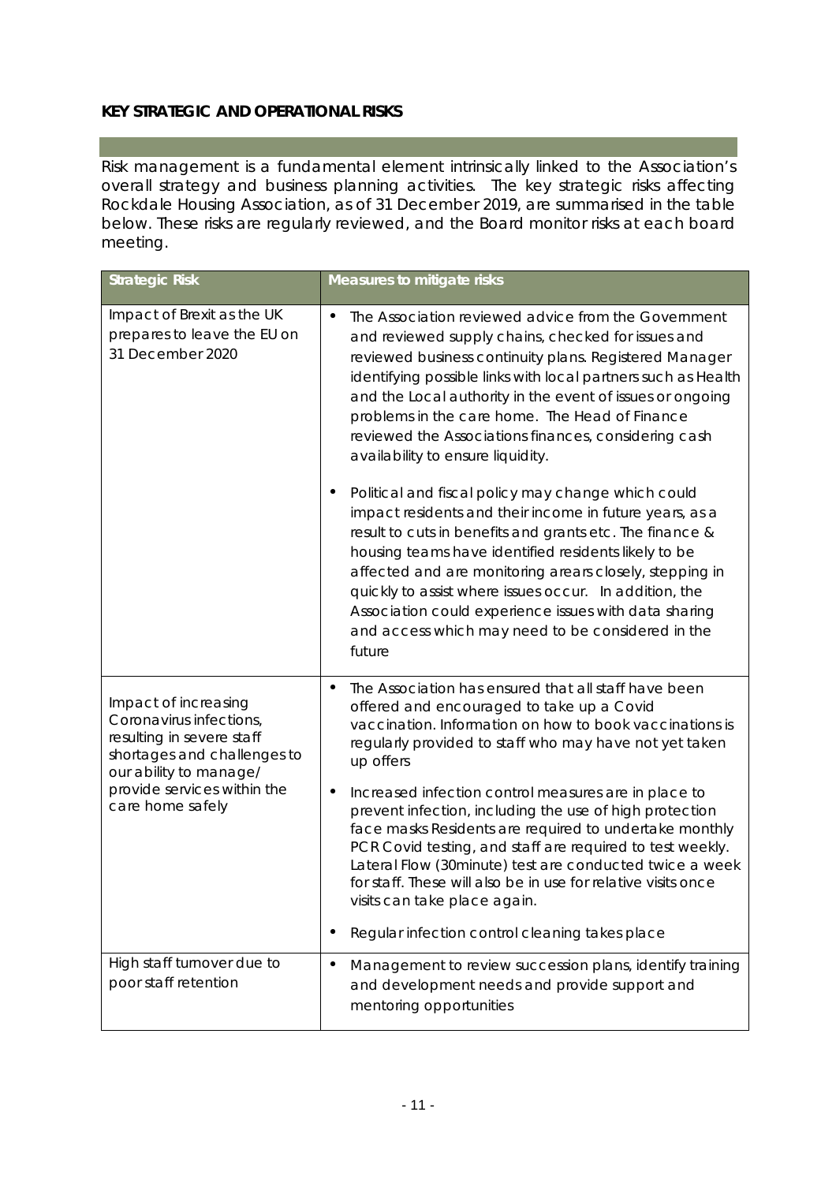## KEY STRATEGIC AND OPERATIONAL RISKS

Risk management is a fundamental element intrinsically linked to the Association's overall strategy and business planning activities. The key strategic risks affecting Rockdale Housing Association, as of 31 December 2019, are summarised in the table below. These risks are regularly reviewed, and the Board monitor risks at each board meeting.

| Strategic Risk | Measures to mitigate risks |
| --- | --- |
| Impact of Brexit as the UK prepares to leave the EU on 31 December 2020 | • The Association reviewed advice from the Government and reviewed supply chains, checked for issues and reviewed business continuity plans. Registered Manager identifying possible links with local partners such as Health and the Local authority in the event of issues or ongoing problems in the care home. The Head of Finance reviewed the Associations finances, considering cash availability to ensure liquidity.<br><br>• Political and fiscal policy may change which could impact residents and their income in future years, as a result to cuts in benefits and grants etc. The finance & housing teams have identified residents likely to be affected and are monitoring arears closely, stepping in quickly to assist where issues occur. In addition, the Association could experience issues with data sharing and access which may need to be considered in the future |
| Impact of increasing Coronavirus infections, resulting in severe staff shortages and challenges to our ability to manage/ provide services within the care home safely | • The Association has ensured that all staff have been offered and encouraged to take up a Covid vaccination. Information on how to book vaccinations is regularly provided to staff who may have not yet taken up offers<br><br>• Increased infection control measures are in place to prevent infection, including the use of high protection face masks Residents are required to undertake monthly PCR Covid testing, and staff are required to test weekly. Lateral Flow (30minute) test are conducted twice a week for staff. These will also be in use for relative visits once visits can take place again.<br><br>• Regular infection control cleaning takes place |
| High staff turnover due to poor staff retention | • Management to review succession plans, identify training and development needs and provide support and mentoring opportunities |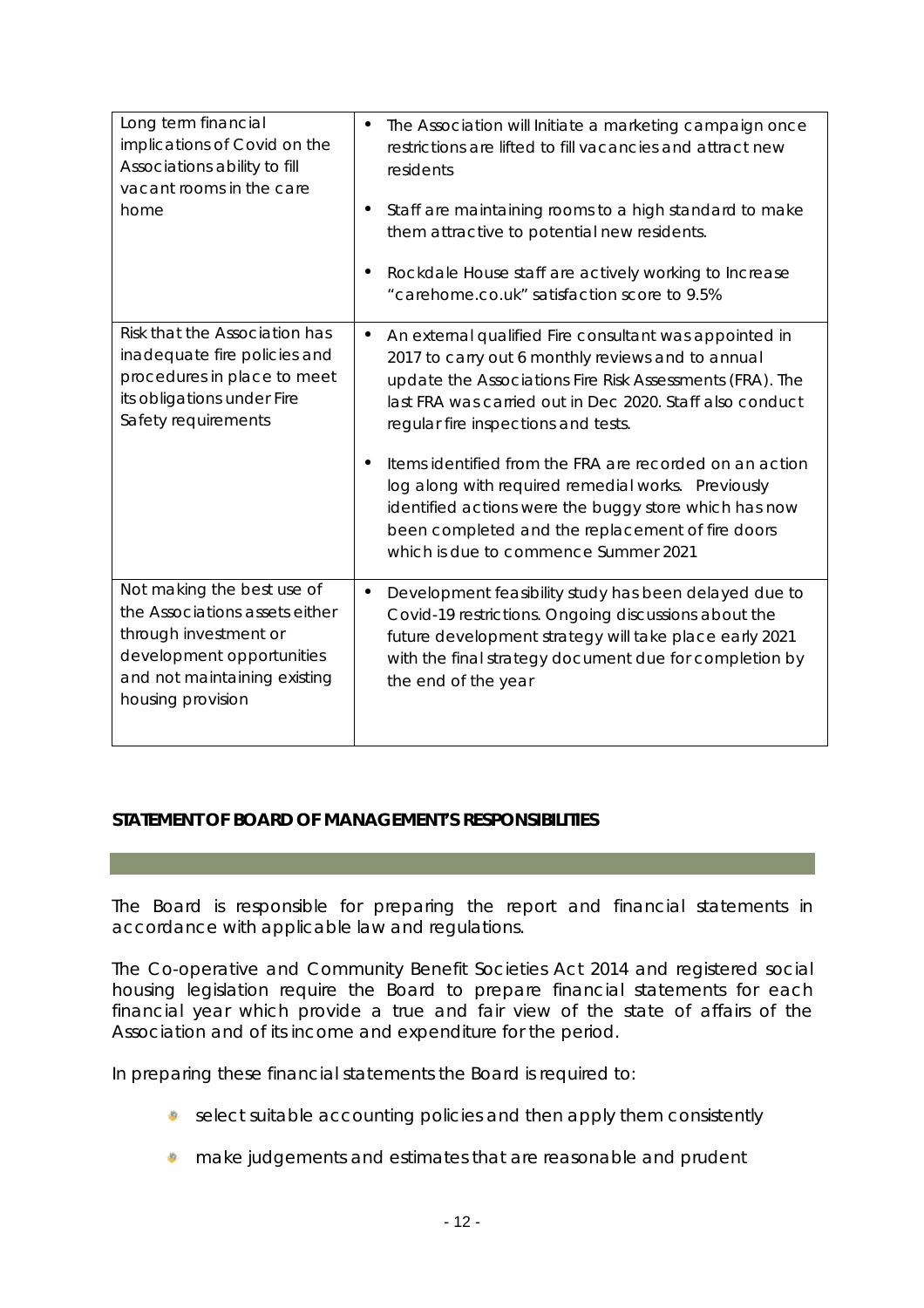| | |
|---|---|
| Long term financial implications of Covid on the Associations ability to fill vacant rooms in the care home | • The Association will Initiate a marketing campaign once restrictions are lifted to fill vacancies and attract new residents<br><br>• Staff are maintaining rooms to a high standard to make them attractive to potential new residents.<br><br>• Rockdale House staff are actively working to Increase "carehome.co.uk" satisfaction score to 9.5% |
| Risk that the Association has inadequate fire policies and procedures in place to meet its obligations under Fire Safety requirements | • An external qualified Fire consultant was appointed in 2017 to carry out 6 monthly reviews and to annual update the Associations Fire Risk Assessments (FRA). The last FRA was carried out in Dec 2020. Staff also conduct regular fire inspections and tests.<br><br>• Items identified from the FRA are recorded on an action log along with required remedial works. Previously identified actions were the buggy store which has now been completed and the replacement of fire doors which is due to commence Summer 2021 |
| Not making the best use of the Associations assets either through investment or development opportunities and not maintaining existing housing provision | • Development feasibility study has been delayed due to Covid-19 restrictions. Ongoing discussions about the future development strategy will take place early 2021 with the final strategy document due for completion by the end of the year |

## STATEMENT OF BOARD OF MANAGEMENT'S RESPONSIBILITIES

The Board is responsible for preparing the report and financial statements in accordance with applicable law and regulations.

The Co-operative and Community Benefit Societies Act 2014 and registered social housing legislation require the Board to prepare financial statements for each financial year which provide a true and fair view of the state of affairs of the Association and of its income and expenditure for the period.

In preparing these financial statements the Board is required to:

- select suitable accounting policies and then apply them consistently
- make judgements and estimates that are reasonable and prudent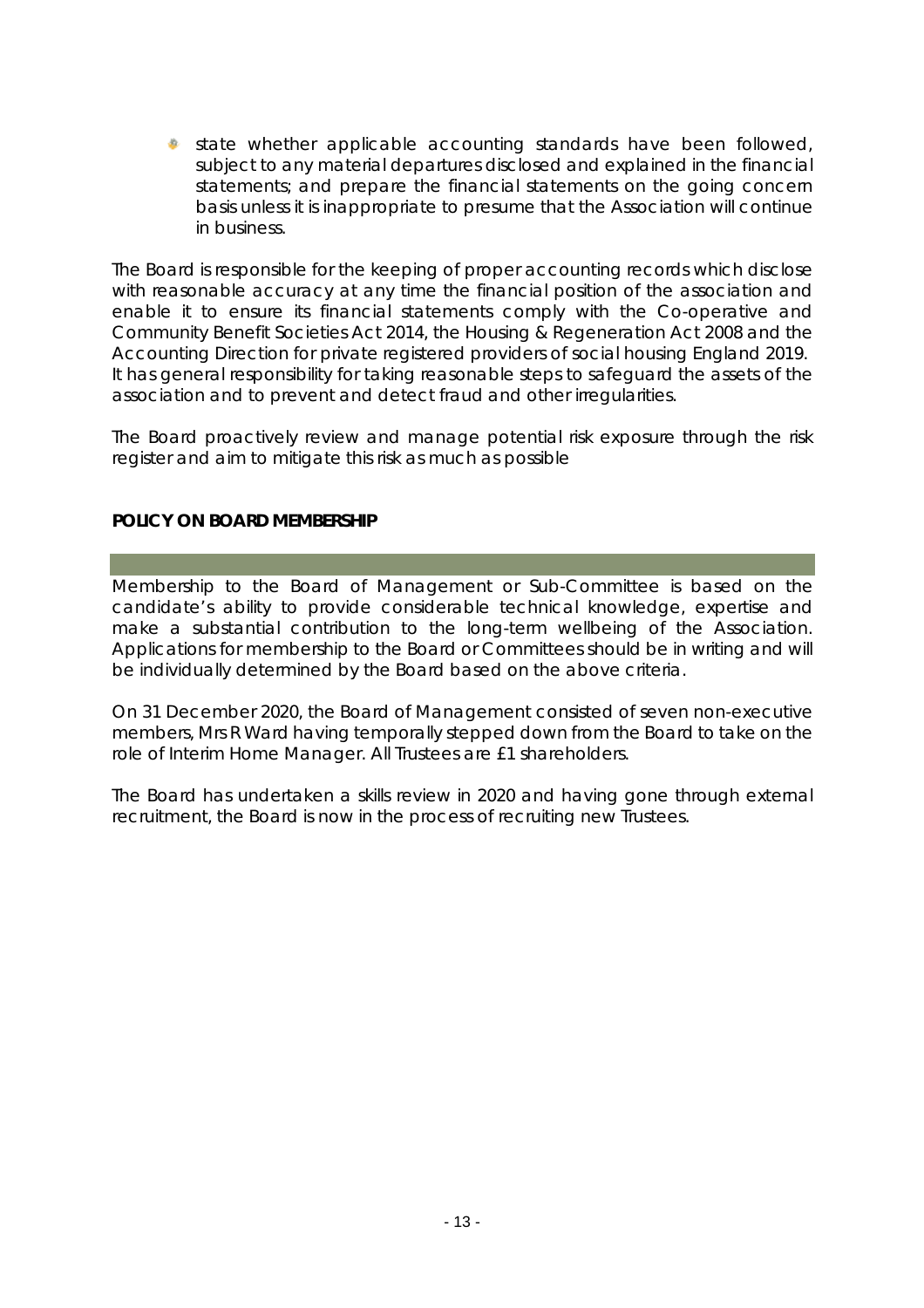- state whether applicable accounting standards have been followed, subject to any material departures disclosed and explained in the financial statements; and prepare the financial statements on the going concern basis unless it is inappropriate to presume that the Association will continue in business.

The Board is responsible for the keeping of proper accounting records which disclose with reasonable accuracy at any time the financial position of the association and enable it to ensure its financial statements comply with the Co-operative and Community Benefit Societies Act 2014, the Housing & Regeneration Act 2008 and the Accounting Direction for private registered providers of social housing England 2019. It has general responsibility for taking reasonable steps to safeguard the assets of the association and to prevent and detect fraud and other irregularities.

The Board proactively review and manage potential risk exposure through the risk register and aim to mitigate this risk as much as possible

**POLICY ON BOARD MEMBERSHIP**

Membership to the Board of Management or Sub-Committee is based on the candidate's ability to provide considerable technical knowledge, expertise and make a substantial contribution to the long-term wellbeing of the Association. Applications for membership to the Board or Committees should be in writing and will be individually determined by the Board based on the above criteria.

On 31 December 2020, the Board of Management consisted of seven non-executive members, Mrs R Ward having temporally stepped down from the Board to take on the role of Interim Home Manager. All Trustees are £1 shareholders.

The Board has undertaken a skills review in 2020 and having gone through external recruitment, the Board is now in the process of recruiting new Trustees.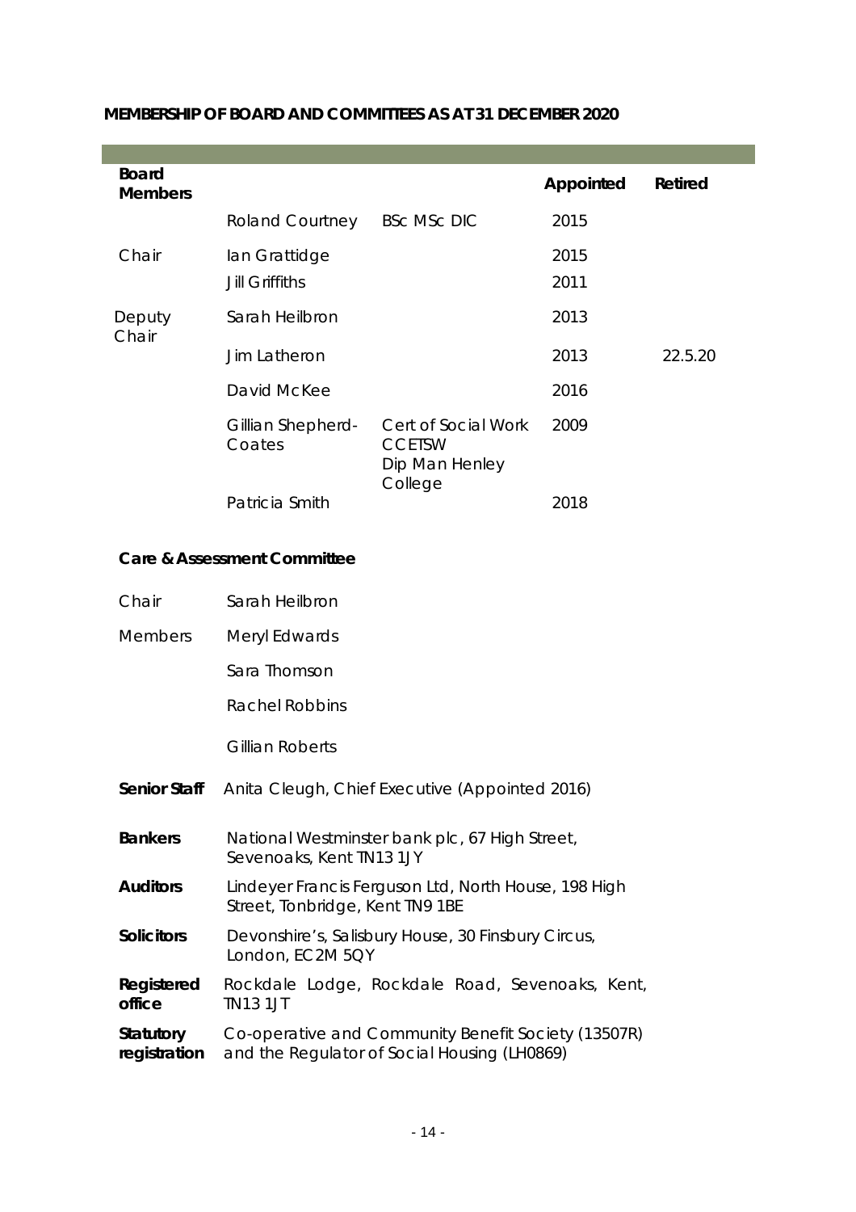## MEMBERSHIP OF BOARD AND COMMITTEES AS AT 31 DECEMBER 2020

| Board Members | | | Appointed | Retired |
|---|---|---|---|---|
| | Roland Courtney | BSc MSc DIC | 2015 | |
| Chair | Ian Grattidge | | 2015 | |
| | Jill Griffiths | | 2011 | |
| Deputy Chair | Sarah Heilbron | | 2013 | |
| | Jim Latheron | | 2013 | 22.5.20 |
| | David McKee | | 2016 | |
| | Gillian Shepherd-Coates | Cert of Social Work CCETSW Dip Man Henley College | 2009 | |
| | Patricia Smith | | 2018 | |

**Care & Assessment Committee**

| | |
|---|---|
| Chair | Sarah Heilbron |
| Members | Meryl Edwards |
| | Sara Thomson |
| | Rachel Robbins |
| | Gillian Roberts |

**Senior Staff** Anita Cleugh, Chief Executive (Appointed 2016)

**Bankers** National Westminster bank plc, 67 High Street, Sevenoaks, Kent TN13 1JY

**Auditors** Lindeyer Francis Ferguson Ltd, North House, 198 High Street, Tonbridge, Kent TN9 1BE

**Solicitors** Devonshire's, Salisbury House, 30 Finsbury Circus, London, EC2M 5QY

**Registered office** Rockdale Lodge, Rockdale Road, Sevenoaks, Kent, TN13 1JT

**Statutory registration** Co-operative and Community Benefit Society (13507R) and the Regulator of Social Housing (LH0869)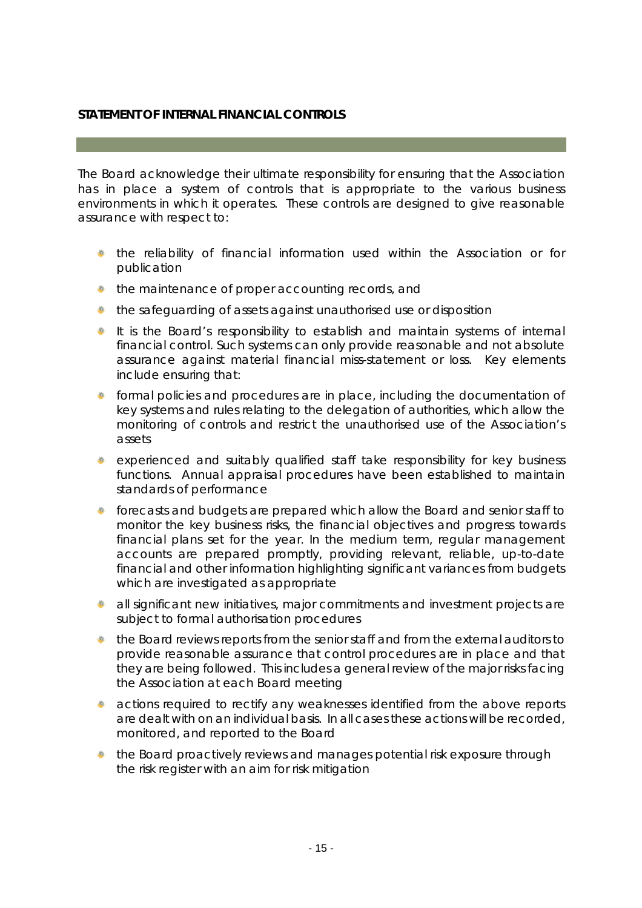## STATEMENT OF INTERNAL FINANCIAL CONTROLS

The Board acknowledge their ultimate responsibility for ensuring that the Association has in place a system of controls that is appropriate to the various business environments in which it operates. These controls are designed to give reasonable assurance with respect to:

- the reliability of financial information used within the Association or for publication
- the maintenance of proper accounting records, and
- the safeguarding of assets against unauthorised use or disposition
- It is the Board's responsibility to establish and maintain systems of internal financial control. Such systems can only provide reasonable and not absolute assurance against material financial miss-statement or loss. Key elements include ensuring that:
- formal policies and procedures are in place, including the documentation of key systems and rules relating to the delegation of authorities, which allow the monitoring of controls and restrict the unauthorised use of the Association's assets
- experienced and suitably qualified staff take responsibility for key business functions. Annual appraisal procedures have been established to maintain standards of performance
- forecasts and budgets are prepared which allow the Board and senior staff to monitor the key business risks, the financial objectives and progress towards financial plans set for the year. In the medium term, regular management accounts are prepared promptly, providing relevant, reliable, up-to-date financial and other information highlighting significant variances from budgets which are investigated as appropriate
- all significant new initiatives, major commitments and investment projects are subject to formal authorisation procedures
- the Board reviews reports from the senior staff and from the external auditors to provide reasonable assurance that control procedures are in place and that they are being followed. This includes a general review of the major risks facing the Association at each Board meeting
- actions required to rectify any weaknesses identified from the above reports are dealt with on an individual basis. In all cases these actions will be recorded, monitored, and reported to the Board
- the Board proactively reviews and manages potential risk exposure through the risk register with an aim for risk mitigation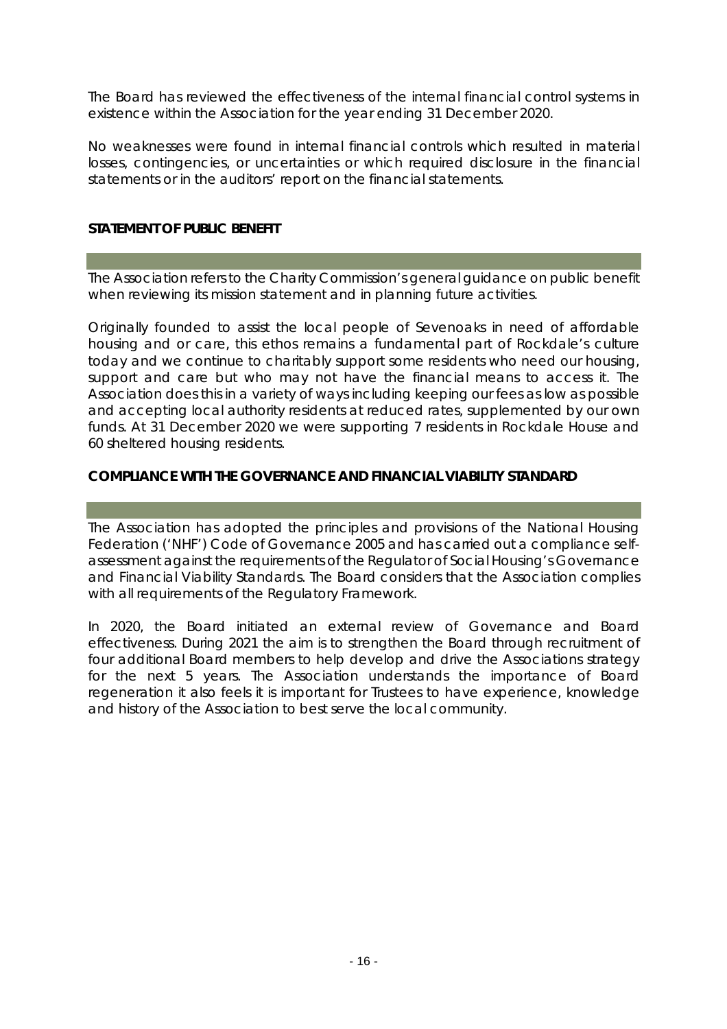The Board has reviewed the effectiveness of the internal financial control systems in existence within the Association for the year ending 31 December 2020.

No weaknesses were found in internal financial controls which resulted in material losses, contingencies, or uncertainties or which required disclosure in the financial statements or in the auditors' report on the financial statements.

## STATEMENT OF PUBLIC BENEFIT

The Association refers to the Charity Commission's general guidance on public benefit when reviewing its mission statement and in planning future activities.

Originally founded to assist the local people of Sevenoaks in need of affordable housing and or care, this ethos remains a fundamental part of Rockdale's culture today and we continue to charitably support some residents who need our housing, support and care but who may not have the financial means to access it. The Association does this in a variety of ways including keeping our fees as low as possible and accepting local authority residents at reduced rates, supplemented by our own funds. At 31 December 2020 we were supporting 7 residents in Rockdale House and 60 sheltered housing residents.

## COMPLIANCE WITH THE GOVERNANCE AND FINANCIAL VIABILITY STANDARD

The Association has adopted the principles and provisions of the National Housing Federation ('NHF') Code of Governance 2005 and has carried out a compliance self-assessment against the requirements of the Regulator of Social Housing's Governance and Financial Viability Standards. The Board considers that the Association complies with all requirements of the Regulatory Framework.

In 2020, the Board initiated an external review of Governance and Board effectiveness. During 2021 the aim is to strengthen the Board through recruitment of four additional Board members to help develop and drive the Associations strategy for the next 5 years. The Association understands the importance of Board regeneration it also feels it is important for Trustees to have experience, knowledge and history of the Association to best serve the local community.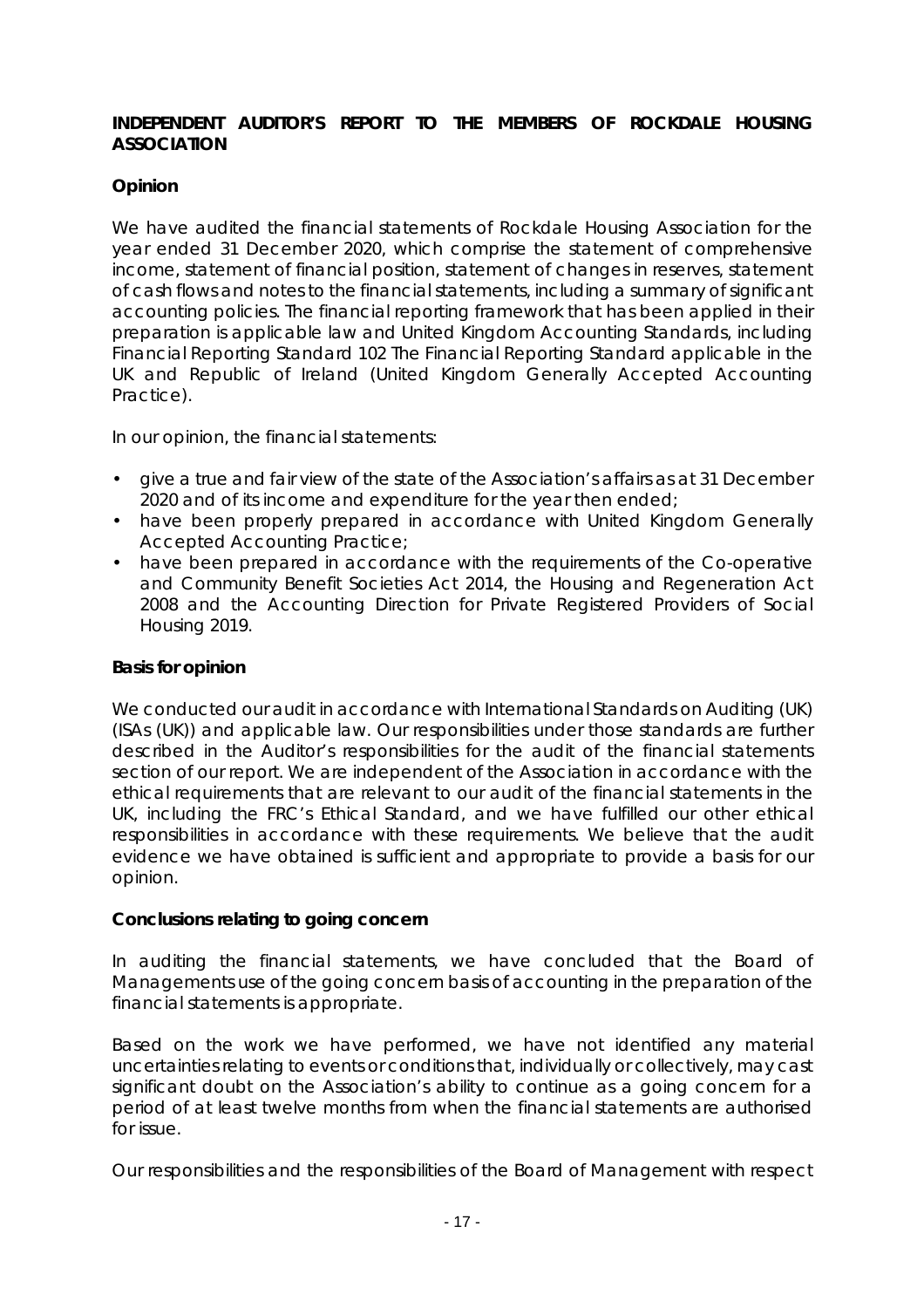**INDEPENDENT AUDITOR'S REPORT TO THE MEMBERS OF ROCKDALE HOUSING ASSOCIATION**

**Opinion**

We have audited the financial statements of Rockdale Housing Association for the year ended 31 December 2020, which comprise the statement of comprehensive income, statement of financial position, statement of changes in reserves, statement of cash flows and notes to the financial statements, including a summary of significant accounting policies. The financial reporting framework that has been applied in their preparation is applicable law and United Kingdom Accounting Standards, including Financial Reporting Standard 102 The Financial Reporting Standard applicable in the UK and Republic of Ireland (United Kingdom Generally Accepted Accounting Practice).

In our opinion, the financial statements:

- give a true and fair view of the state of the Association's affairs as at 31 December 2020 and of its income and expenditure for the year then ended;
- have been properly prepared in accordance with United Kingdom Generally Accepted Accounting Practice;
- have been prepared in accordance with the requirements of the Co-operative and Community Benefit Societies Act 2014, the Housing and Regeneration Act 2008 and the Accounting Direction for Private Registered Providers of Social Housing 2019.

**Basis for opinion**

We conducted our audit in accordance with International Standards on Auditing (UK) (ISAs (UK)) and applicable law. Our responsibilities under those standards are further described in the Auditor's responsibilities for the audit of the financial statements section of our report. We are independent of the Association in accordance with the ethical requirements that are relevant to our audit of the financial statements in the UK, including the FRC's Ethical Standard, and we have fulfilled our other ethical responsibilities in accordance with these requirements. We believe that the audit evidence we have obtained is sufficient and appropriate to provide a basis for our opinion.

**Conclusions relating to going concern**

In auditing the financial statements, we have concluded that the Board of Managements use of the going concern basis of accounting in the preparation of the financial statements is appropriate.

Based on the work we have performed, we have not identified any material uncertainties relating to events or conditions that, individually or collectively, may cast significant doubt on the Association's ability to continue as a going concern for a period of at least twelve months from when the financial statements are authorised for issue.

Our responsibilities and the responsibilities of the Board of Management with respect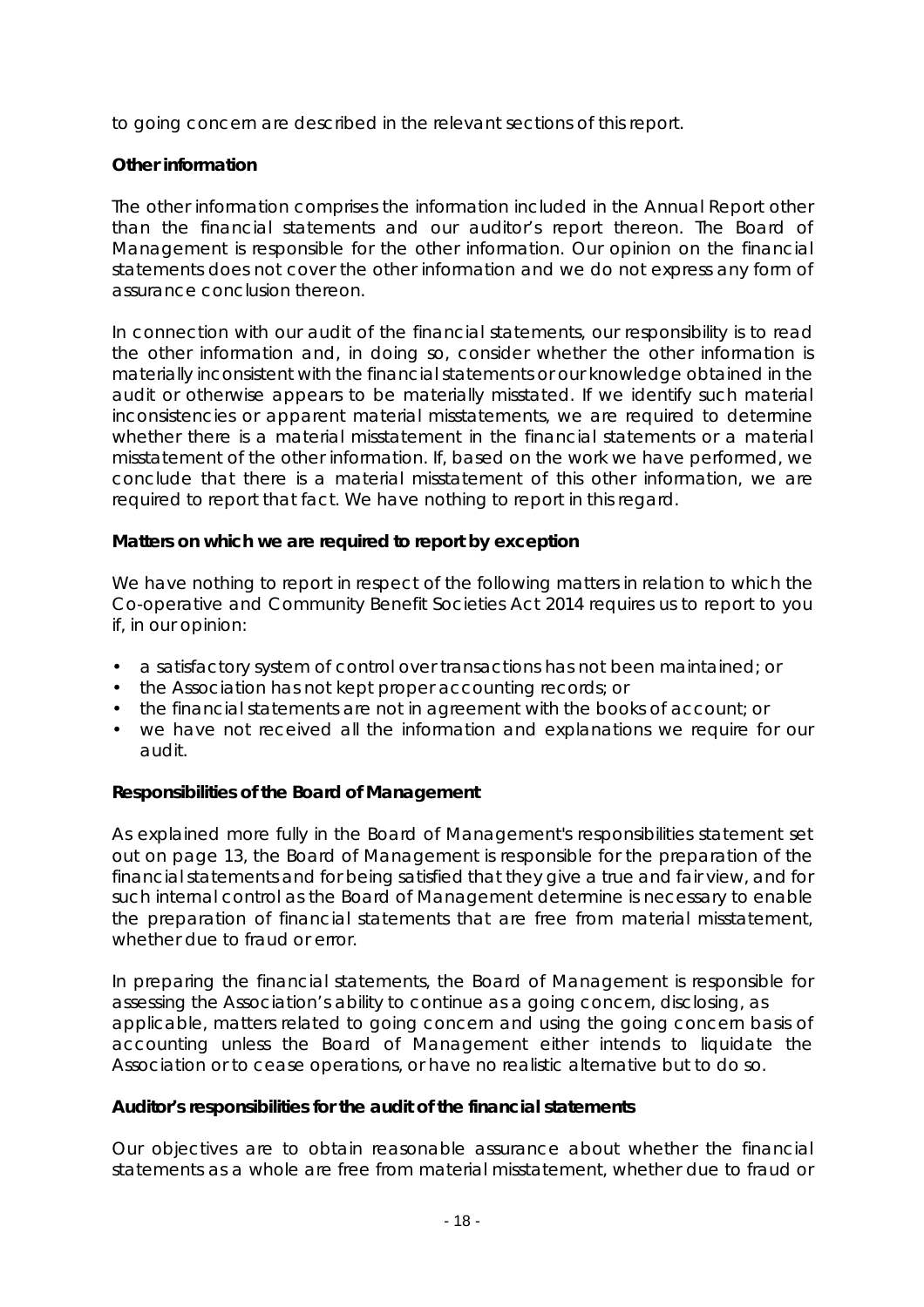to going concern are described in the relevant sections of this report.

**Other information**

The other information comprises the information included in the Annual Report other than the financial statements and our auditor's report thereon. The Board of Management is responsible for the other information. Our opinion on the financial statements does not cover the other information and we do not express any form of assurance conclusion thereon.

In connection with our audit of the financial statements, our responsibility is to read the other information and, in doing so, consider whether the other information is materially inconsistent with the financial statements or our knowledge obtained in the audit or otherwise appears to be materially misstated. If we identify such material inconsistencies or apparent material misstatements, we are required to determine whether there is a material misstatement in the financial statements or a material misstatement of the other information. If, based on the work we have performed, we conclude that there is a material misstatement of this other information, we are required to report that fact. We have nothing to report in this regard.

**Matters on which we are required to report by exception**

We have nothing to report in respect of the following matters in relation to which the Co-operative and Community Benefit Societies Act 2014 requires us to report to you if, in our opinion:

- a satisfactory system of control over transactions has not been maintained; or
- the Association has not kept proper accounting records; or
- the financial statements are not in agreement with the books of account; or
- we have not received all the information and explanations we require for our audit.

**Responsibilities of the Board of Management**

As explained more fully in the Board of Management's responsibilities statement set out on page 13, the Board of Management is responsible for the preparation of the financial statements and for being satisfied that they give a true and fair view, and for such internal control as the Board of Management determine is necessary to enable the preparation of financial statements that are free from material misstatement, whether due to fraud or error.

In preparing the financial statements, the Board of Management is responsible for assessing the Association's ability to continue as a going concern, disclosing, as applicable, matters related to going concern and using the going concern basis of accounting unless the Board of Management either intends to liquidate the Association or to cease operations, or have no realistic alternative but to do so.

**Auditor's responsibilities for the audit of the financial statements**

Our objectives are to obtain reasonable assurance about whether the financial statements as a whole are free from material misstatement, whether due to fraud or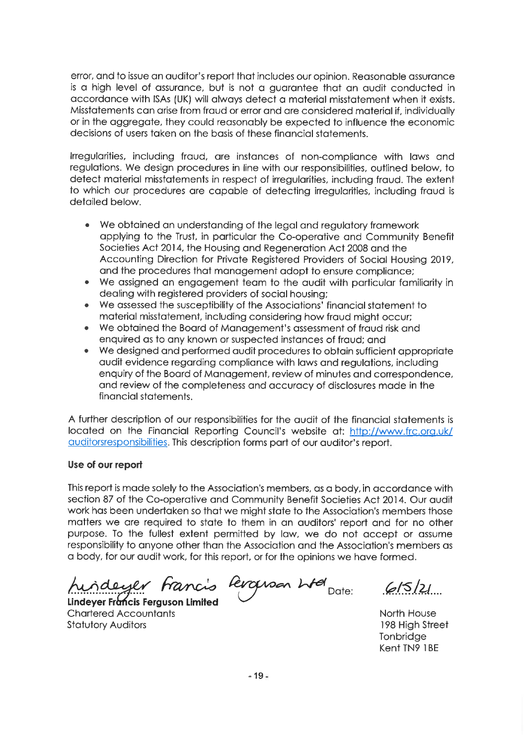error, and to issue an auditor's report that includes our opinion. Reasonable assurance is a high level of assurance, but is not a guarantee that an audit conducted in accordance with ISAs (UK) will always detect a material misstatement when it exists. Misstatements can arise from fraud or error and are considered material if, individually or in the aggregate, they could reasonably be expected to influence the economic decisions of users taken on the basis of these financial statements.

Irregularities, including fraud, are instances of non-compliance with laws and regulations. We design procedures in line with our responsibilities, outlined below, to detect material misstatements in respect of irregularities, including fraud. The extent to which our procedures are capable of detecting irregularities, including fraud is detailed below.

- We obtained an understanding of the legal and regulatory framework applying to the Trust, in particular the Co-operative and Community Benefit Societies Act 2014, the Housing and Regeneration Act 2008 and the Accounting Direction for Private Registered Providers of Social Housing 2019, and the procedures that management adopt to ensure compliance;
- We assigned an engagement team to the audit with particular familiarity in dealing with registered providers of social housing;
- We assessed the susceptibility of the Associations' financial statement to material misstatement, including considering how fraud might occur;
- We obtained the Board of Management's assessment of fraud risk and enquired as to any known or suspected instances of fraud; and
- We designed and performed audit procedures to obtain sufficient appropriate audit evidence regarding compliance with laws and regulations, including enquiry of the Board of Management, review of minutes and correspondence, and review of the completeness and accuracy of disclosures made in the financial statements.

A further description of our responsibilities for the audit of the financial statements is located on the Financial Reporting Council's website at: http://www.frc.org.uk/auditorsresponsibilities. This description forms part of our auditor's report.

**Use of our report**

This report is made solely to the Association's members, as a body, in accordance with section 87 of the Co-operative and Community Benefit Societies Act 2014. Our audit work has been undertaken so that we might state to the Association's members those matters we are required to state to them in an auditors' report and for no other purpose. To the fullest extent permitted by law, we do not accept or assume responsibility to anyone other than the Association and the Association's members as a body, for our audit work, for this report, or for the opinions we have formed.

Lindeyer Francis Ferguson Ltd Date: 6/5/21

**Lindeyer Francis Ferguson Limited**
Chartered Accountants
Statutory Auditors

North House
198 High Street
Tonbridge
Kent TN9 1BE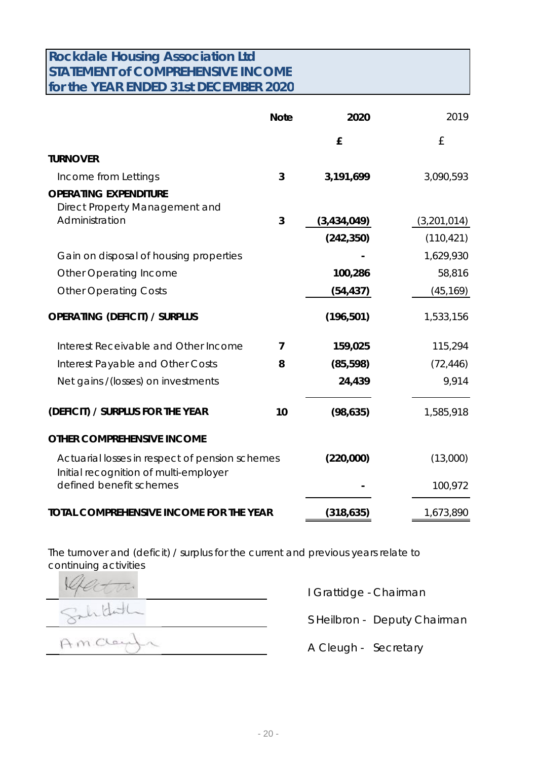# Rockdale Housing Association Ltd
## STATEMENT of COMPREHENSIVE INCOME
## for the YEAR ENDED 31st DECEMBER 2020

| | Note | 2020 | 2019 |
|---|---|---|---|
| | | £ | £ |
| **TURNOVER** | | | |
| Income from Lettings | 3 | **3,191,699** | 3,090,593 |
| **OPERATING EXPENDITURE** | | | |
| Direct Property Management and Administration | 3 | **(3,434,049)** | (3,201,014) |
| | | **(242,350)** | (110,421) |
| Gain on disposal of housing properties | | **-** | 1,629,930 |
| Other Operating Income | | **100,286** | 58,816 |
| Other Operating Costs | | **(54,437)** | (45,169) |
| **OPERATING (DEFICIT) / SURPLUS** | | **(196,501)** | 1,533,156 |
| Interest Receivable and Other Income | 7 | **159,025** | 115,294 |
| Interest Payable and Other Costs | 8 | **(85,598)** | (72,446) |
| Net gains /(losses) on investments | | **24,439** | 9,914 |
| **(DEFICIT) / SURPLUS FOR THE YEAR** | 10 | **(98,635)** | 1,585,918 |
| **OTHER COMPREHENSIVE INCOME** | | | |
| Actuarial losses in respect of pension schemes | | **(220,000)** | (13,000) |
| Initial recognition of multi-employer defined benefit schemes | | **-** | 100,972 |
| **TOTAL COMPREHENSIVE INCOME FOR THE YEAR** | | **(318,635)** | 1,673,890 |

The turnover and (deficit) / surplus for the current and previous years relate to continuing activities

I Grattidge - Chairman

S Heilbron - Deputy Chairman

A Cleugh - Secretary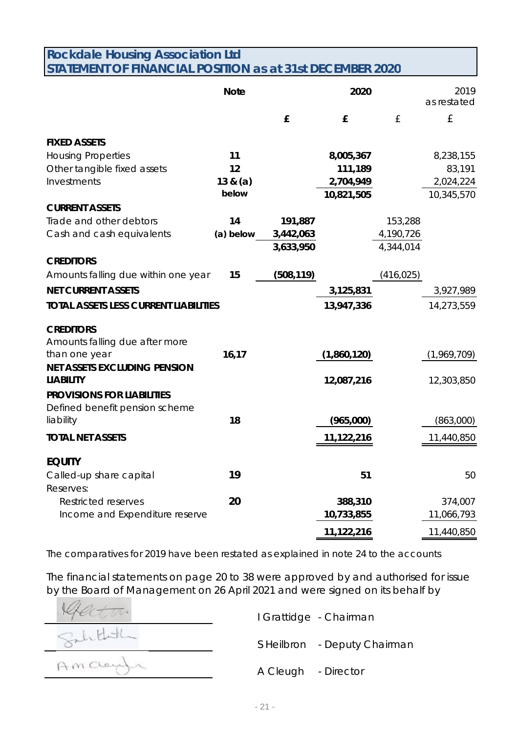# Rockdale Housing Association Ltd
## STATEMENT OF FINANCIAL POSITION as at 31st DECEMBER 2020

| | Note | 2020 | | 2019 as restated | |
|---|---|---|---|---|---|
| | | £ | £ | £ | £ |
| **FIXED ASSETS** | | | | | |
| Housing Properties | 11 | | 8,005,367 | | 8,238,155 |
| Other tangible fixed assets | 12 | | 111,189 | | 83,191 |
| Investments | 13 & (a) below | | 2,704,949 | | 2,024,224 |
| | | | 10,821,505 | | 10,345,570 |
| **CURRENT ASSETS** | | | | | |
| Trade and other debtors | 14 | 191,887 | | 153,288 | |
| Cash and cash equivalents | (a) below | 3,442,063 | | 4,190,726 | |
| | | 3,633,950 | | 4,344,014 | |
| **CREDITORS** | | | | | |
| Amounts falling due within one year | 15 | (508,119) | | (416,025) | |
| **NET CURRENT ASSETS** | | | 3,125,831 | | 3,927,989 |
| **TOTAL ASSETS LESS CURRENT LIABILITIES** | | | 13,947,336 | | 14,273,559 |
| **CREDITORS** | | | | | |
| Amounts falling due after more than one year | 16,17 | | (1,860,120) | | (1,969,709) |
| **NET ASSETS EXCLUDING PENSION LIABILITY** | | | 12,087,216 | | 12,303,850 |
| **PROVISIONS FOR LIABILITIES** | | | | | |
| Defined benefit pension scheme liability | 18 | | (965,000) | | (863,000) |
| **TOTAL NET ASSETS** | | | 11,122,216 | | 11,440,850 |
| **EQUITY** | | | | | |
| Called-up share capital | 19 | | 51 | | 50 |
| Reserves: | | | | | |
| Restricted reserves | 20 | | 388,310 | | 374,007 |
| Income and Expenditure reserve | | | 10,733,855 | | 11,066,793 |
| | | | 11,122,216 | | 11,440,850 |

The comparatives for 2019 have been restated as explained in note 24 to the accounts

The financial statements on page 20 to 38 were approved by and authorised for issue by the Board of Management on 26 April 2021 and were signed on its behalf by

I Grattidge - Chairman

S Heilbron - Deputy Chairman

A Cleugh - Director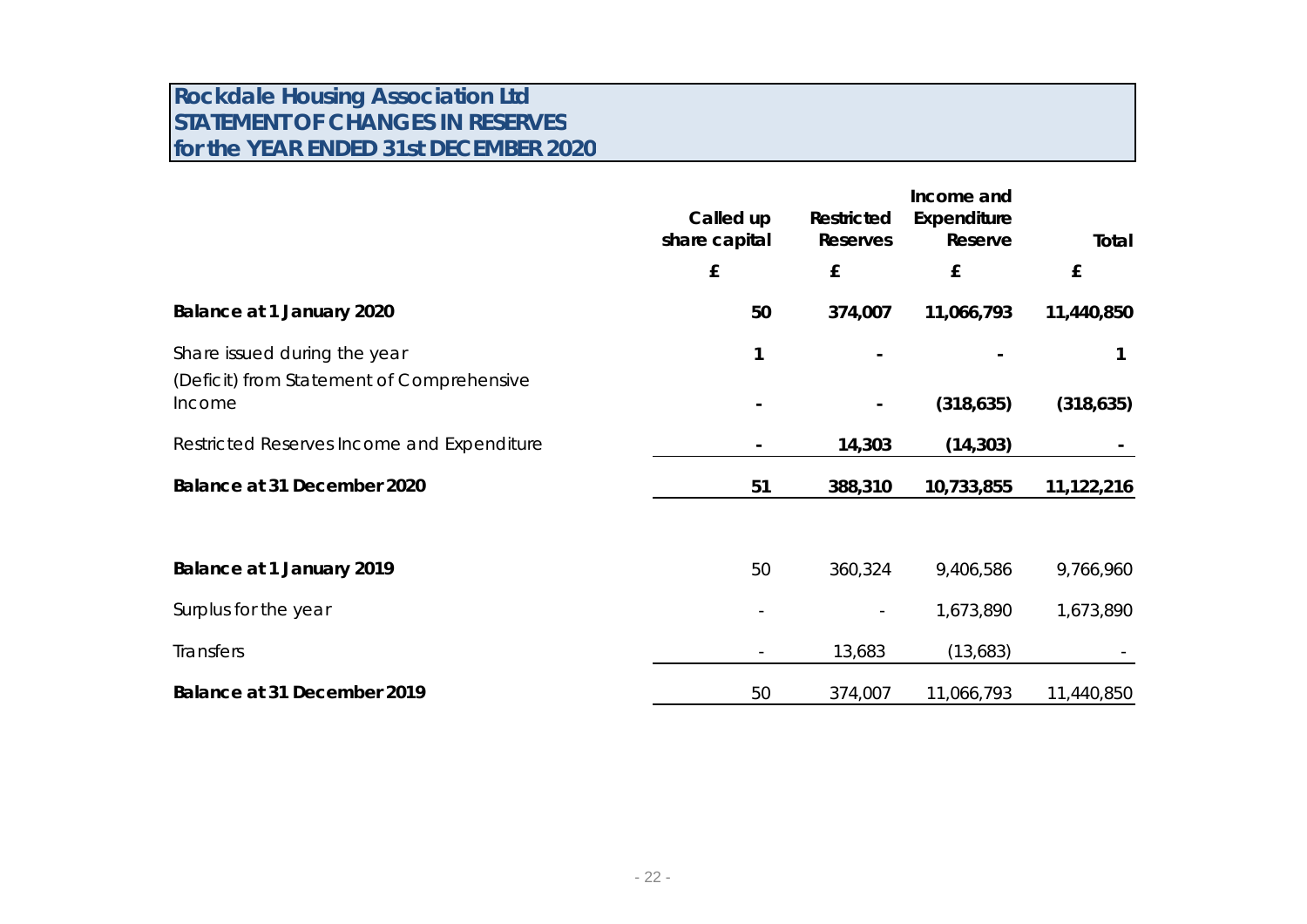# Rockdale Housing Association Ltd
# STATEMENT OF CHANGES IN RESERVES
# for the YEAR ENDED 31st DECEMBER 2020

| | Called up share capital | Restricted Reserves | Income and Expenditure Reserve | Total |
|---|---|---|---|---|
| | £ | £ | £ | £ |
| **Balance at 1 January 2020** | **50** | **374,007** | **11,066,793** | **11,440,850** |
| Share issued during the year | 1 | - | - | 1 |
| (Deficit) from Statement of Comprehensive Income | - | - | (318,635) | (318,635) |
| Restricted Reserves Income and Expenditure | - | 14,303 | (14,303) | - |
| **Balance at 31 December 2020** | **51** | **388,310** | **10,733,855** | **11,122,216** |
| | | | | |
| **Balance at 1 January 2019** | 50 | 360,324 | 9,406,586 | 9,766,960 |
| Surplus for the year | - | - | 1,673,890 | 1,673,890 |
| Transfers | - | 13,683 | (13,683) | - |
| **Balance at 31 December 2019** | 50 | 374,007 | 11,066,793 | 11,440,850 |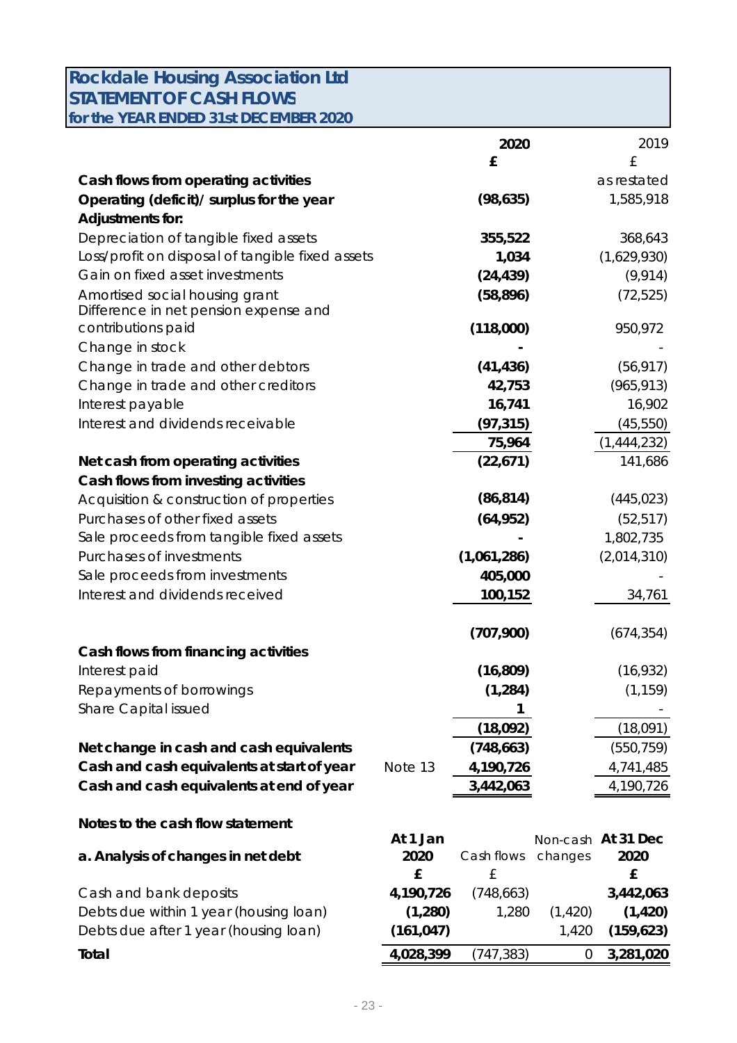# Rockdale Housing Association Ltd
## STATEMENT OF CASH FLOWS
### for the YEAR ENDED 31st DECEMBER 2020

| | | 2020 | 2019 |
|---|---|---|---|
| | | £ | £ |
| **Cash flows from operating activities** | | | as restated |
| **Operating (deficit)/ surplus for the year** | | **(98,635)** | 1,585,918 |
| **Adjustments for:** | | | |
| Depreciation of tangible fixed assets | | **355,522** | 368,643 |
| Loss/profit on disposal of tangible fixed assets | | **1,034** | (1,629,930) |
| Gain on fixed asset investments | | **(24,439)** | (9,914) |
| Amortised social housing grant | | **(58,896)** | (72,525) |
| Difference in net pension expense and contributions paid | | **(118,000)** | 950,972 |
| Change in stock | | **-** | - |
| Change in trade and other debtors | | **(41,436)** | (56,917) |
| Change in trade and other creditors | | **42,753** | (965,913) |
| Interest payable | | **16,741** | 16,902 |
| Interest and dividends receivable | | **(97,315)** | (45,550) |
| | | **75,964** | (1,444,232) |
| **Net cash from operating activities** | | **(22,671)** | 141,686 |
| **Cash flows from investing activities** | | | |
| Acquisition & construction of properties | | **(86,814)** | (445,023) |
| Purchases of other fixed assets | | **(64,952)** | (52,517) |
| Sale proceeds from tangible fixed assets | | **-** | 1,802,735 |
| Purchases of investments | | **(1,061,286)** | (2,014,310) |
| Sale proceeds from investments | | **405,000** | - |
| Interest and dividends received | | **100,152** | 34,761 |
| | | **(707,900)** | (674,354) |
| **Cash flows from financing activities** | | | |
| Interest paid | | **(16,809)** | (16,932) |
| Repayments of borrowings | | **(1,284)** | (1,159) |
| Share Capital issued | | **1** | - |
| | | **(18,092)** | (18,091) |
| **Net change in cash and cash equivalents** | | **(748,663)** | (550,759) |
| **Cash and cash equivalents at start of year** | Note 13 | **4,190,726** | 4,741,485 |
| **Cash and cash equivalents at end of year** | | **3,442,063** | 4,190,726 |

**Notes to the cash flow statement**

| **a. Analysis of changes in net debt** | **At 1 Jan 2020** | Cash flows | Non-cash changes | **At 31 Dec 2020** |
|---|---|---|---|---|
| | **£** | £ | | **£** |
| Cash and bank deposits | **4,190,726** | (748,663) | | **3,442,063** |
| Debts due within 1 year (housing loan) | **(1,280)** | 1,280 | (1,420) | **(1,420)** |
| Debts due after 1 year (housing loan) | **(161,047)** | | 1,420 | **(159,623)** |
| **Total** | **4,028,399** | (747,383) | 0 | **3,281,020** |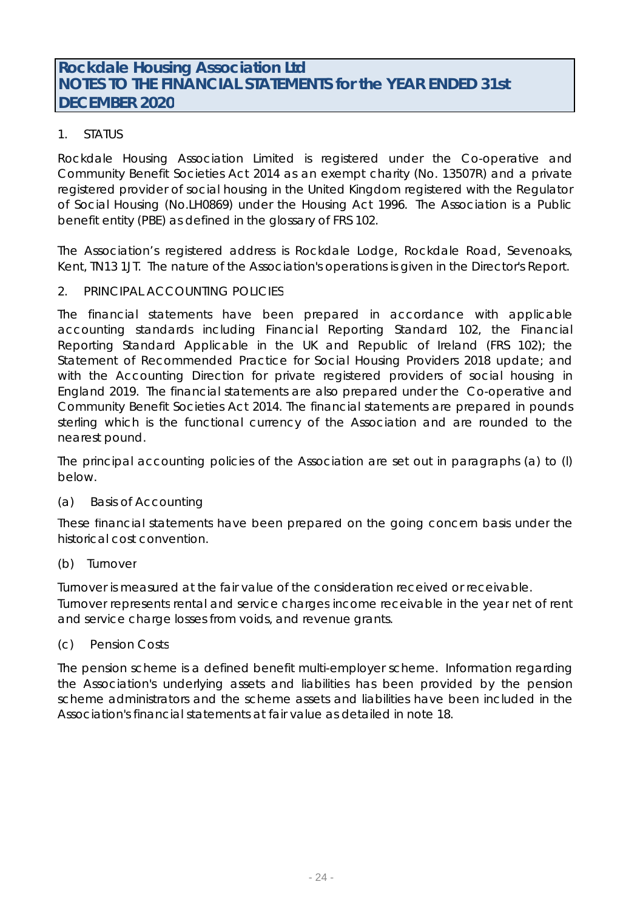# Rockdale Housing Association Ltd
# NOTES TO THE FINANCIAL STATEMENTS for the YEAR ENDED 31st DECEMBER 2020

## 1. STATUS

Rockdale Housing Association Limited is registered under the Co-operative and Community Benefit Societies Act 2014 as an exempt charity (No. 13507R) and a private registered provider of social housing in the United Kingdom registered with the Regulator of Social Housing (No.LH0869) under the Housing Act 1996. The Association is a Public benefit entity (PBE) as defined in the glossary of FRS 102.

The Association's registered address is Rockdale Lodge, Rockdale Road, Sevenoaks, Kent, TN13 1JT. The nature of the Association's operations is given in the Director's Report.

## 2. PRINCIPAL ACCOUNTING POLICIES

The financial statements have been prepared in accordance with applicable accounting standards including Financial Reporting Standard 102, the Financial Reporting Standard Applicable in the UK and Republic of Ireland (FRS 102); the Statement of Recommended Practice for Social Housing Providers 2018 update; and with the Accounting Direction for private registered providers of social housing in England 2019. The financial statements are also prepared under the Co-operative and Community Benefit Societies Act 2014. The financial statements are prepared in pounds sterling which is the functional currency of the Association and are rounded to the nearest pound.

The principal accounting policies of the Association are set out in paragraphs (a) to (l) below.

### (a) Basis of Accounting

These financial statements have been prepared on the going concern basis under the historical cost convention.

### (b) Turnover

Turnover is measured at the fair value of the consideration received or receivable.
Turnover represents rental and service charges income receivable in the year net of rent and service charge losses from voids, and revenue grants.

### (c) Pension Costs

The pension scheme is a defined benefit multi-employer scheme. Information regarding the Association's underlying assets and liabilities has been provided by the pension scheme administrators and the scheme assets and liabilities have been included in the Association's financial statements at fair value as detailed in note 18.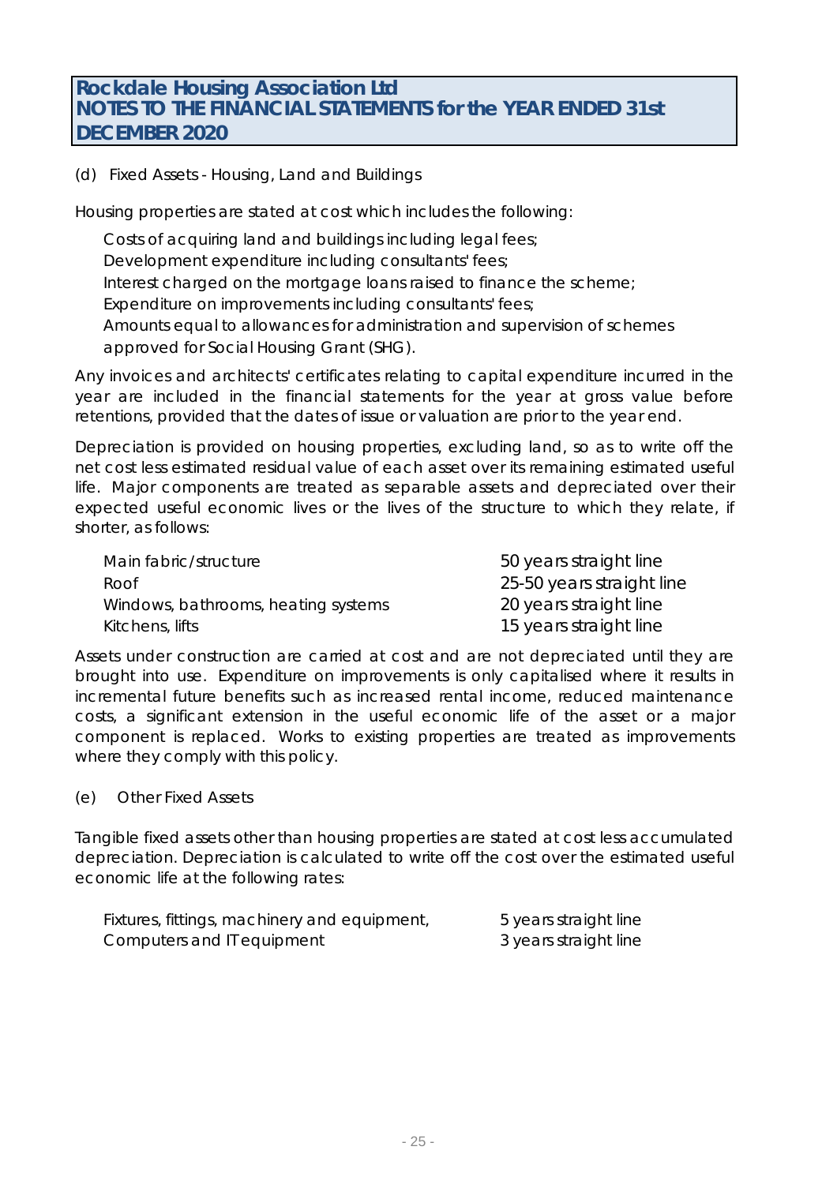(d) Fixed Assets - Housing, Land and Buildings

Housing properties are stated at cost which includes the following:

Costs of acquiring land and buildings including legal fees;
Development expenditure including consultants' fees;
Interest charged on the mortgage loans raised to finance the scheme;
Expenditure on improvements including consultants' fees;
Amounts equal to allowances for administration and supervision of schemes approved for Social Housing Grant (SHG).

Any invoices and architects' certificates relating to capital expenditure incurred in the year are included in the financial statements for the year at gross value before retentions, provided that the dates of issue or valuation are prior to the year end.

Depreciation is provided on housing properties, excluding land, so as to write off the net cost less estimated residual value of each asset over its remaining estimated useful life. Major components are treated as separable assets and depreciated over their expected useful economic lives or the lives of the structure to which they relate, if shorter, as follows:

| | |
|---|---|
| Main fabric/structure | 50 years straight line |
| Roof | 25-50 years straight line |
| Windows, bathrooms, heating systems | 20 years straight line |
| Kitchens, lifts | 15 years straight line |

Assets under construction are carried at cost and are not depreciated until they are brought into use. Expenditure on improvements is only capitalised where it results in incremental future benefits such as increased rental income, reduced maintenance costs, a significant extension in the useful economic life of the asset or a major component is replaced. Works to existing properties are treated as improvements where they comply with this policy.

(e) Other Fixed Assets

Tangible fixed assets other than housing properties are stated at cost less accumulated depreciation. Depreciation is calculated to write off the cost over the estimated useful economic life at the following rates:

| | |
|---|---|
| Fixtures, fittings, machinery and equipment, | 5 years straight line |
| Computers and IT equipment | 3 years straight line |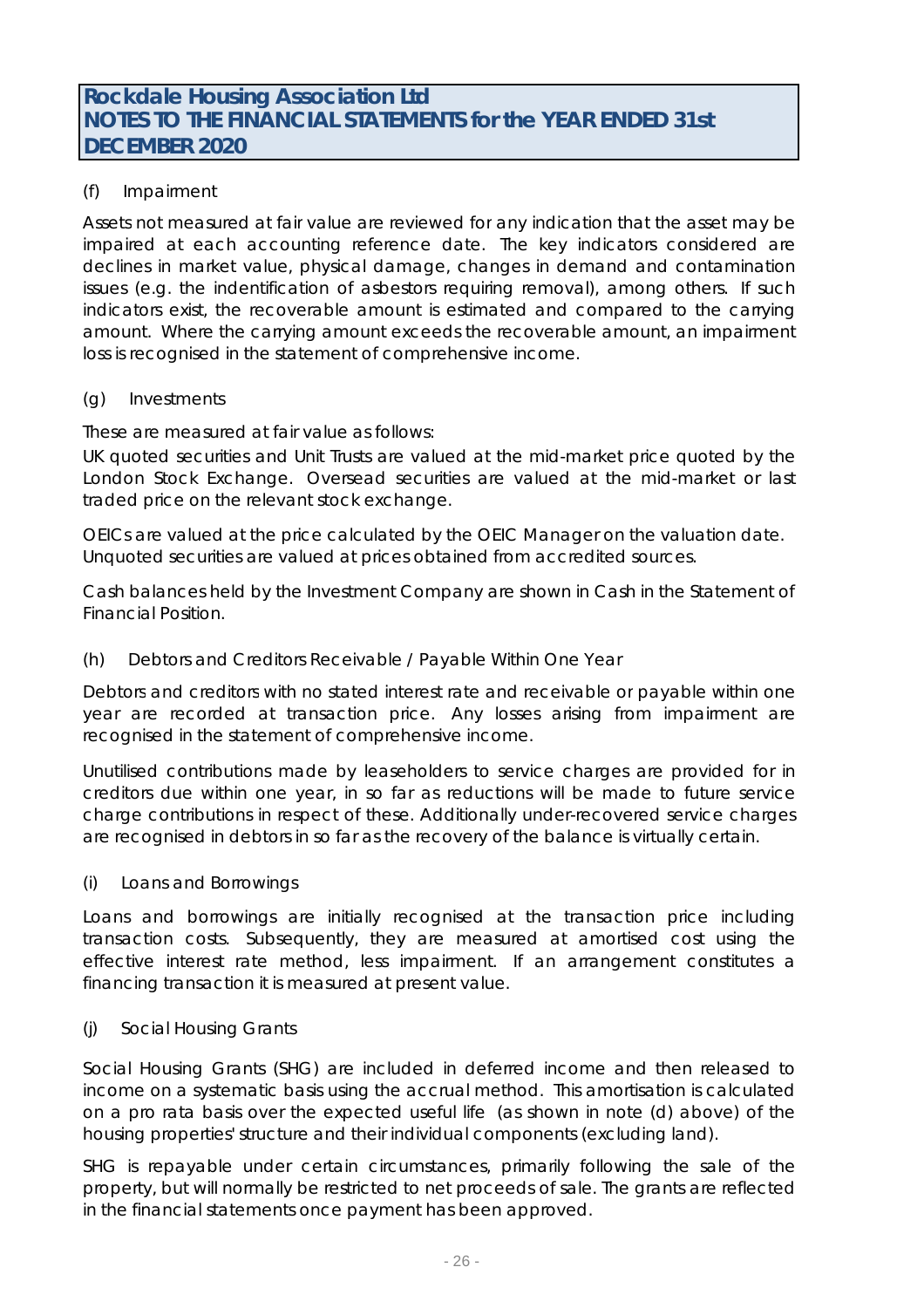(f) Impairment

Assets not measured at fair value are reviewed for any indication that the asset may be impaired at each accounting reference date. The key indicators considered are declines in market value, physical damage, changes in demand and contamination issues (e.g. the indentification of asbestors requiring removal), among others. If such indicators exist, the recoverable amount is estimated and compared to the carrying amount. Where the carrying amount exceeds the recoverable amount, an impairment loss is recognised in the statement of comprehensive income.

(g) Investments

These are measured at fair value as follows:

UK quoted securities and Unit Trusts are valued at the mid-market price quoted by the London Stock Exchange. Oversead securities are valued at the mid-market or last traded price on the relevant stock exchange.

OEICs are valued at the price calculated by the OEIC Manager on the valuation date. Unquoted securities are valued at prices obtained from accredited sources.

Cash balances held by the Investment Company are shown in Cash in the Statement of Financial Position.

(h) Debtors and Creditors Receivable / Payable Within One Year

Debtors and creditors with no stated interest rate and receivable or payable within one year are recorded at transaction price. Any losses arising from impairment are recognised in the statement of comprehensive income.

Unutilised contributions made by leaseholders to service charges are provided for in creditors due within one year, in so far as reductions will be made to future service charge contributions in respect of these. Additionally under-recovered service charges are recognised in debtors in so far as the recovery of the balance is virtually certain.

(i) Loans and Borrowings

Loans and borrowings are initially recognised at the transaction price including transaction costs. Subsequently, they are measured at amortised cost using the effective interest rate method, less impairment. If an arrangement constitutes a financing transaction it is measured at present value.

(j) Social Housing Grants

Social Housing Grants (SHG) are included in deferred income and then released to income on a systematic basis using the accrual method. This amortisation is calculated on a pro rata basis over the expected useful life (as shown in note (d) above) of the housing properties' structure and their individual components (excluding land).

SHG is repayable under certain circumstances, primarily following the sale of the property, but will normally be restricted to net proceeds of sale. The grants are reflected in the financial statements once payment has been approved.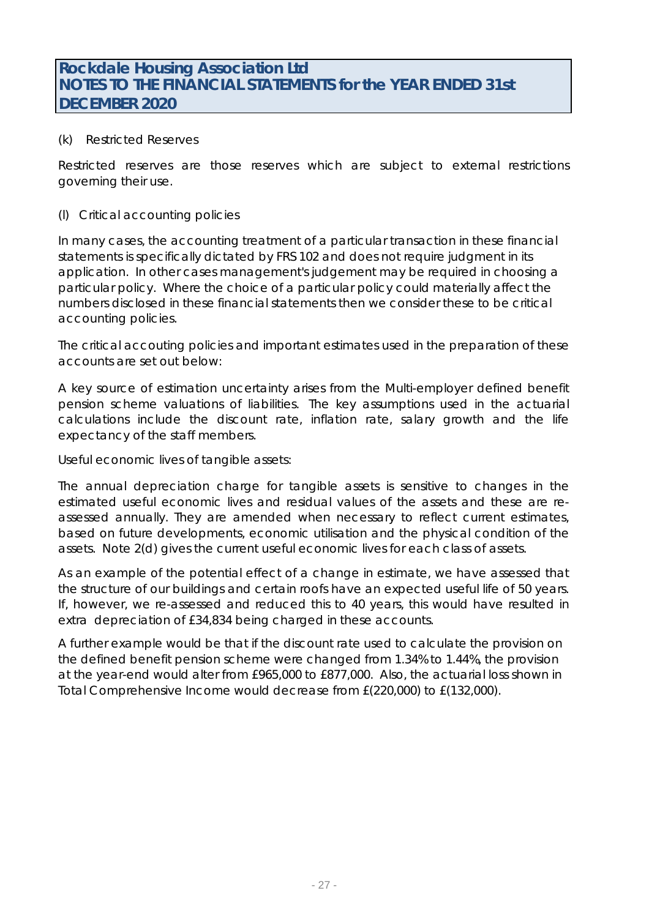(k) Restricted Reserves

Restricted reserves are those reserves which are subject to external restrictions governing their use.

(l) Critical accounting policies

In many cases, the accounting treatment of a particular transaction in these financial statements is specifically dictated by FRS 102 and does not require judgment in its application. In other cases management's judgement may be required in choosing a particular policy. Where the choice of a particular policy could materially affect the numbers disclosed in these financial statements then we consider these to be critical accounting policies.

The critical accouting policies and important estimates used in the preparation of these accounts are set out below:

A key source of estimation uncertainty arises from the Multi-employer defined benefit pension scheme valuations of liabilities. The key assumptions used in the actuarial calculations include the discount rate, inflation rate, salary growth and the life expectancy of the staff members.

Useful economic lives of tangible assets:

The annual depreciation charge for tangible assets is sensitive to changes in the estimated useful economic lives and residual values of the assets and these are re-assessed annually. They are amended when necessary to reflect current estimates, based on future developments, economic utilisation and the physical condition of the assets. Note 2(d) gives the current useful economic lives for each class of assets.

As an example of the potential effect of a change in estimate, we have assessed that the structure of our buildings and certain roofs have an expected useful life of 50 years. If, however, we re-assessed and reduced this to 40 years, this would have resulted in extra depreciation of £34,834 being charged in these accounts.

A further example would be that if the discount rate used to calculate the provision on the defined benefit pension scheme were changed from 1.34% to 1.44%, the provision at the year-end would alter from £965,000 to £877,000. Also, the actuarial loss shown in Total Comprehensive Income would decrease from £(220,000) to £(132,000).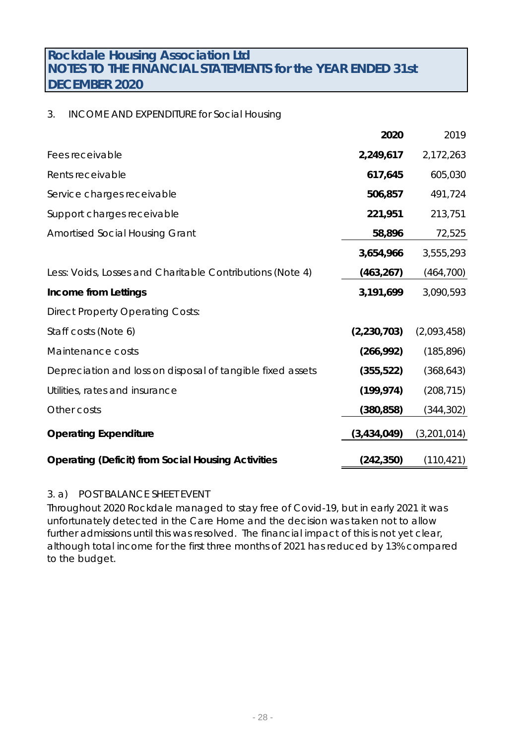# Rockdale Housing Association Ltd
## NOTES TO THE FINANCIAL STATEMENTS for the YEAR ENDED 31st DECEMBER 2020

3. INCOME AND EXPENDITURE for Social Housing

| | **2020** | 2019 |
|---|---|---|
| Fees receivable | **2,249,617** | 2,172,263 |
| Rents receivable | **617,645** | 605,030 |
| Service charges receivable | **506,857** | 491,724 |
| Support charges receivable | **221,951** | 213,751 |
| Amortised Social Housing Grant | **58,896** | 72,525 |
| | **3,654,966** | 3,555,293 |
| Less: Voids, Losses and Charitable Contributions (Note 4) | **(463,267)** | (464,700) |
| **Income from Lettings** | **3,191,699** | 3,090,593 |
| Direct Property Operating Costs: | | |
| Staff costs (Note 6) | **(2,230,703)** | (2,093,458) |
| Maintenance costs | **(266,992)** | (185,896) |
| Depreciation and loss on disposal of tangible fixed assets | **(355,522)** | (368,643) |
| Utilities, rates and insurance | **(199,974)** | (208,715) |
| Other costs | **(380,858)** | (344,302) |
| **Operating Expenditure** | **(3,434,049)** | (3,201,014) |
| **Operating (Deficit) from Social Housing Activities** | **(242,350)** | (110,421) |

3. a) POST BALANCE SHEET EVENT

Throughout 2020 Rockdale managed to stay free of Covid-19, but in early 2021 it was unfortunately detected in the Care Home and the decision was taken not to allow further admissions until this was resolved. The financial impact of this is not yet clear, although total income for the first three months of 2021 has reduced by 13% compared to the budget.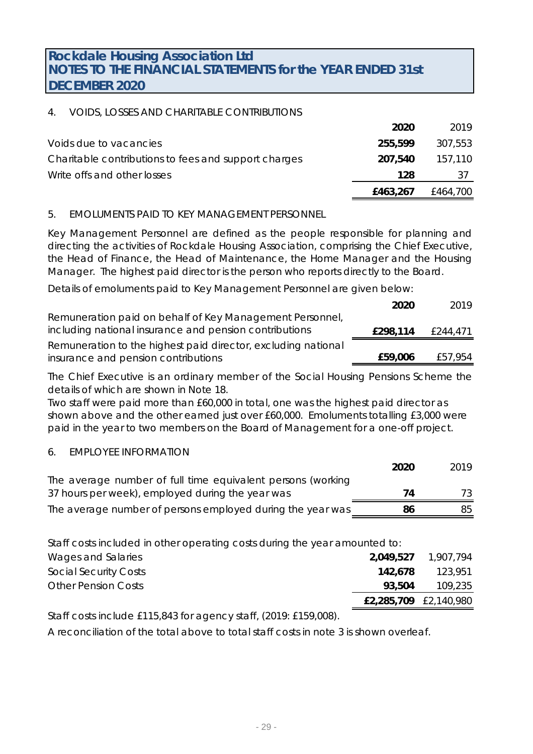# Rockdale Housing Association Ltd
## NOTES TO THE FINANCIAL STATEMENTS for the YEAR ENDED 31st DECEMBER 2020

### 4. VOIDS, LOSSES AND CHARITABLE CONTRIBUTIONS

| | 2020 | 2019 |
|---|---|---|
| Voids due to vacancies | **255,599** | 307,553 |
| Charitable contributions to fees and support charges | **207,540** | 157,110 |
| Write offs and other losses | **128** | 37 |
| | **£463,267** | £464,700 |

### 5. EMOLUMENTS PAID TO KEY MANAGEMENT PERSONNEL

Key Management Personnel are defined as the people responsible for planning and directing the activities of Rockdale Housing Association, comprising the Chief Executive, the Head of Finance, the Head of Maintenance, the Home Manager and the Housing Manager. The highest paid director is the person who reports directly to the Board.

Details of emoluments paid to Key Management Personnel are given below:

| | 2020 | 2019 |
|---|---|---|
| Remuneration paid on behalf of Key Management Personnel, including national insurance and pension contributions | **£298,114** | £244,471 |
| Remuneration to the highest paid director, excluding national insurance and pension contributions | **£59,006** | £57,954 |

The Chief Executive is an ordinary member of the Social Housing Pensions Scheme the details of which are shown in Note 18.

Two staff were paid more than £60,000 in total, one was the highest paid director as shown above and the other earned just over £60,000. Emoluments totalling £3,000 were paid in the year to two members on the Board of Management for a one-off project.

### 6. EMPLOYEE INFORMATION

| | 2020 | 2019 |
|---|---|---|
| The average number of full time equivalent persons (working 37 hours per week), employed during the year was | **74** | 73 |
| The average number of persons employed during the year was | **86** | 85 |

Staff costs included in other operating costs during the year amounted to:

| | 2020 | 2019 |
|---|---|---|
| Wages and Salaries | **2,049,527** | 1,907,794 |
| Social Security Costs | **142,678** | 123,951 |
| Other Pension Costs | **93,504** | 109,235 |
| | **£2,285,709** | £2,140,980 |

Staff costs include £115,843 for agency staff, (2019: £159,008).

A reconciliation of the total above to total staff costs in note 3 is shown overleaf.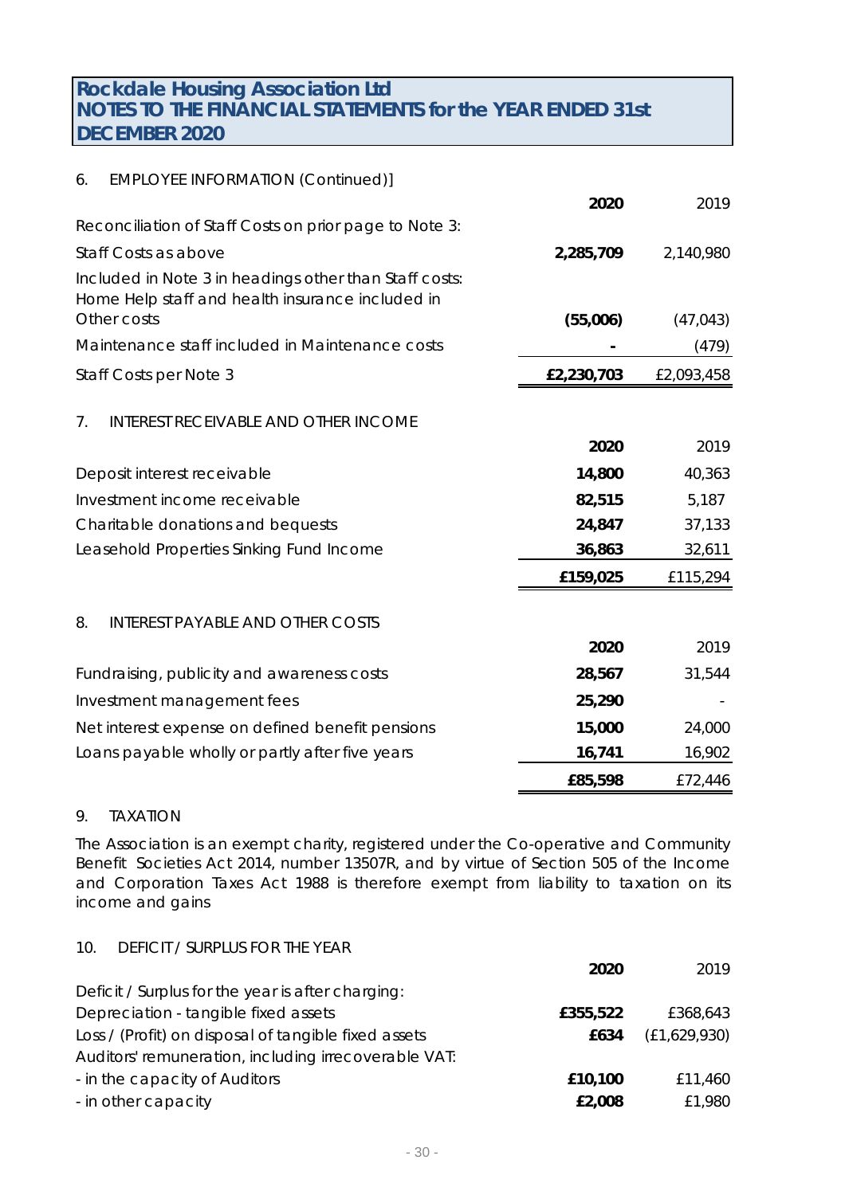## Rockdale Housing Association Ltd
## NOTES TO THE FINANCIAL STATEMENTS for the YEAR ENDED 31st DECEMBER 2020

### 6. EMPLOYEE INFORMATION (Continued)]

| | **2020** | 2019 |
|---|---|---|
| Reconciliation of Staff Costs on prior page to Note 3: | | |
| Staff Costs as above | **2,285,709** | 2,140,980 |
| Included in Note 3 in headings other than Staff costs: Home Help staff and health insurance included in Other costs | **(55,006)** | (47,043) |
| Maintenance staff included in Maintenance costs | **-** | (479) |
| Staff Costs per Note 3 | **£2,230,703** | £2,093,458 |

### 7. INTEREST RECEIVABLE AND OTHER INCOME

| | **2020** | 2019 |
|---|---|---|
| Deposit interest receivable | **14,800** | 40,363 |
| Investment income receivable | **82,515** | 5,187 |
| Charitable donations and bequests | **24,847** | 37,133 |
| Leasehold Properties Sinking Fund Income | **36,863** | 32,611 |
| | **£159,025** | £115,294 |

### 8. INTEREST PAYABLE AND OTHER COSTS

| | **2020** | 2019 |
|---|---|---|
| Fundraising, publicity and awareness costs | **28,567** | 31,544 |
| Investment management fees | **25,290** | - |
| Net interest expense on defined benefit pensions | **15,000** | 24,000 |
| Loans payable wholly or partly after five years | **16,741** | 16,902 |
| | **£85,598** | £72,446 |

### 9. TAXATION

The Association is an exempt charity, registered under the Co-operative and Community Benefit Societies Act 2014, number 13507R, and by virtue of Section 505 of the Income and Corporation Taxes Act 1988 is therefore exempt from liability to taxation on its income and gains

### 10. DEFICIT / SURPLUS FOR THE YEAR

| | **2020** | 2019 |
|---|---|---|
| Deficit / Surplus for the year is after charging: | | |
| Depreciation - tangible fixed assets | **£355,522** | £368,643 |
| Loss / (Profit) on disposal of tangible fixed assets | **£634** | (£1,629,930) |
| Auditors' remuneration, including irrecoverable VAT: | | |
| - in the capacity of Auditors | **£10,100** | £11,460 |
| - in other capacity | **£2,008** | £1,980 |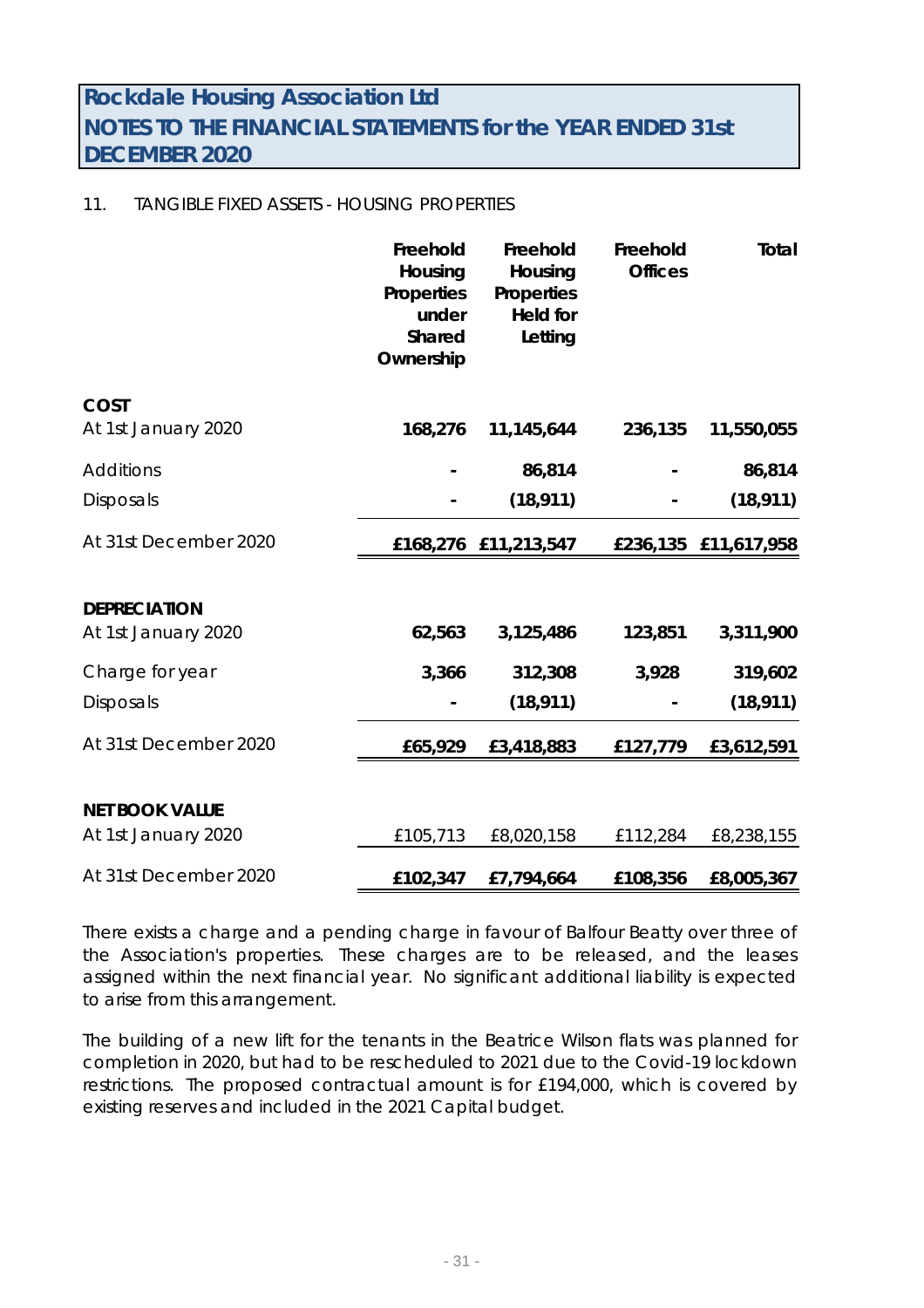## Rockdale Housing Association Ltd
## NOTES TO THE FINANCIAL STATEMENTS for the YEAR ENDED 31st DECEMBER 2020

11. TANGIBLE FIXED ASSETS - HOUSING PROPERTIES

| | Freehold Housing Properties under Shared Ownership | Freehold Housing Properties Held for Letting | Freehold Offices | Total |
|---|---|---|---|---|
| **COST** | | | | |
| At 1st January 2020 | **168,276** | **11,145,644** | **236,135** | **11,550,055** |
| Additions | **-** | **86,814** | **-** | **86,814** |
| Disposals | **-** | **(18,911)** | **-** | **(18,911)** |
| At 31st December 2020 | **£168,276** | **£11,213,547** | **£236,135** | **£11,617,958** |
| **DEPRECIATION** | | | | |
| At 1st January 2020 | **62,563** | **3,125,486** | **123,851** | **3,311,900** |
| Charge for year | **3,366** | **312,308** | **3,928** | **319,602** |
| Disposals | **-** | **(18,911)** | **-** | **(18,911)** |
| At 31st December 2020 | **£65,929** | **£3,418,883** | **£127,779** | **£3,612,591** |
| **NET BOOK VALUE** | | | | |
| At 1st January 2020 | £105,713 | £8,020,158 | £112,284 | £8,238,155 |
| At 31st December 2020 | **£102,347** | **£7,794,664** | **£108,356** | **£8,005,367** |

There exists a charge and a pending charge in favour of Balfour Beatty over three of the Association's properties. These charges are to be released, and the leases assigned within the next financial year. No significant additional liability is expected to arise from this arrangement.

The building of a new lift for the tenants in the Beatrice Wilson flats was planned for completion in 2020, but had to be rescheduled to 2021 due to the Covid-19 lockdown restrictions. The proposed contractual amount is for £194,000, which is covered by existing reserves and included in the 2021 Capital budget.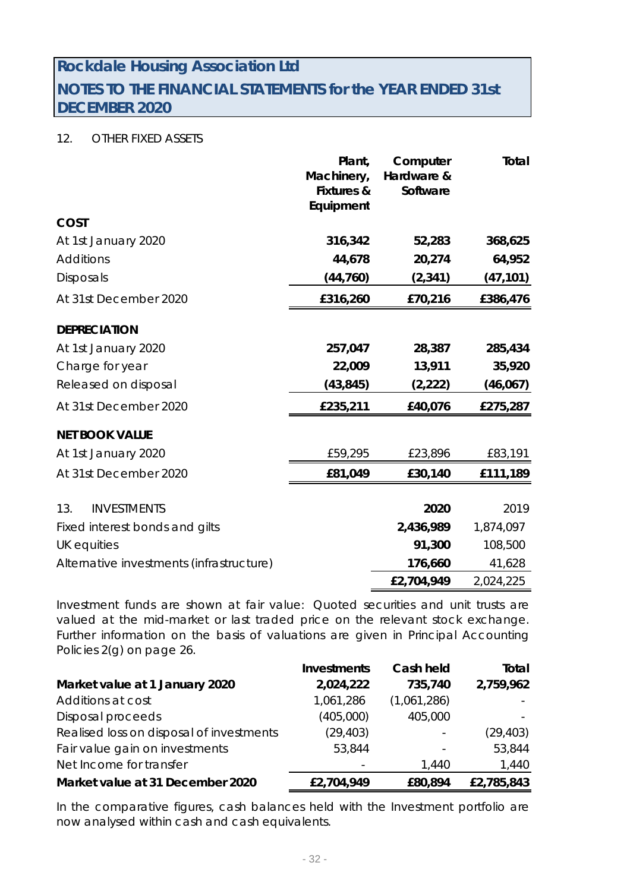# Rockdale Housing Association Ltd

## NOTES TO THE FINANCIAL STATEMENTS for the YEAR ENDED 31st DECEMBER 2020

12. OTHER FIXED ASSETS

| | Plant, Machinery, Fixtures & Equipment | Computer Hardware & Software | Total |
|---|---|---|---|
| **COST** | | | |
| At 1st January 2020 | **316,342** | **52,283** | **368,625** |
| Additions | **44,678** | **20,274** | **64,952** |
| Disposals | **(44,760)** | **(2,341)** | **(47,101)** |
| At 31st December 2020 | **£316,260** | **£70,216** | **£386,476** |
| **DEPRECIATION** | | | |
| At 1st January 2020 | **257,047** | **28,387** | **285,434** |
| Charge for year | **22,009** | **13,911** | **35,920** |
| Released on disposal | **(43,845)** | **(2,222)** | **(46,067)** |
| At 31st December 2020 | **£235,211** | **£40,076** | **£275,287** |
| **NET BOOK VALUE** | | | |
| At 1st January 2020 | £59,295 | £23,896 | £83,191 |
| At 31st December 2020 | **£81,049** | **£30,140** | **£111,189** |

13. INVESTMENTS

| | 2020 | 2019 |
|---|---|---|
| Fixed interest bonds and gilts | **2,436,989** | 1,874,097 |
| UK equities | **91,300** | 108,500 |
| Alternative investments (infrastructure) | **176,660** | 41,628 |
| | **£2,704,949** | 2,024,225 |

Investment funds are shown at fair value: Quoted securities and unit trusts are valued at the mid-market or last traded price on the relevant stock exchange. Further information on the basis of valuations are given in Principal Accounting Policies 2(g) on page 26.

| | Investments | Cash held | Total |
|---|---|---|---|
| **Market value at 1 January 2020** | **2,024,222** | **735,740** | **2,759,962** |
| Additions at cost | 1,061,286 | (1,061,286) | - |
| Disposal proceeds | (405,000) | 405,000 | - |
| Realised loss on disposal of investments | (29,403) | - | (29,403) |
| Fair value gain on investments | 53,844 | - | 53,844 |
| Net Income for transfer | - | 1,440 | 1,440 |
| **Market value at 31 December 2020** | **£2,704,949** | **£80,894** | **£2,785,843** |

In the comparative figures, cash balances held with the Investment portfolio are now analysed within cash and cash equivalents.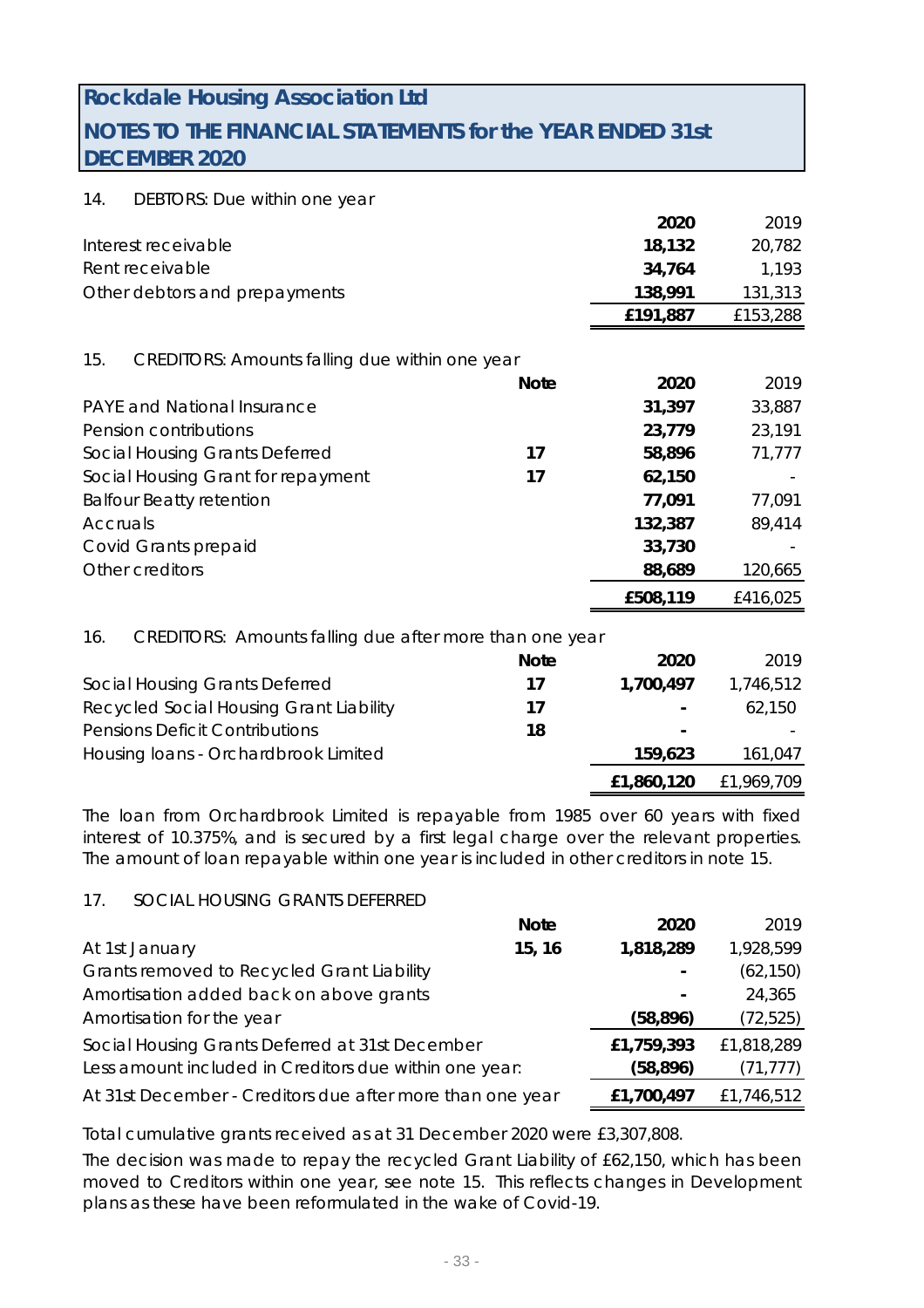# Rockdale Housing Association Ltd

## NOTES TO THE FINANCIAL STATEMENTS for the YEAR ENDED 31st DECEMBER 2020

### 14. DEBTORS: Due within one year

| | 2020 | 2019 |
|---|---|---|
| Interest receivable | **18,132** | 20,782 |
| Rent receivable | **34,764** | 1,193 |
| Other debtors and prepayments | **138,991** | 131,313 |
| | **£191,887** | £153,288 |

### 15. CREDITORS: Amounts falling due within one year

| | Note | 2020 | 2019 |
|---|---|---|---|
| PAYE and National Insurance | | **31,397** | 33,887 |
| Pension contributions | | **23,779** | 23,191 |
| Social Housing Grants Deferred | 17 | **58,896** | 71,777 |
| Social Housing Grant for repayment | 17 | **62,150** | - |
| Balfour Beatty retention | | **77,091** | 77,091 |
| Accruals | | **132,387** | 89,414 |
| Covid Grants prepaid | | **33,730** | - |
| Other creditors | | **88,689** | 120,665 |
| | | **£508,119** | £416,025 |

### 16. CREDITORS: Amounts falling due after more than one year

| | Note | 2020 | 2019 |
|---|---|---|---|
| Social Housing Grants Deferred | 17 | **1,700,497** | 1,746,512 |
| Recycled Social Housing Grant Liability | 17 | **-** | 62,150 |
| Pensions Deficit Contributions | 18 | **-** | - |
| Housing loans - Orchardbrook Limited | | **159,623** | 161,047 |
| | | **£1,860,120** | £1,969,709 |

The loan from Orchardbrook Limited is repayable from 1985 over 60 years with fixed interest of 10.375%, and is secured by a first legal charge over the relevant properties. The amount of loan repayable within one year is included in other creditors in note 15.

### 17. SOCIAL HOUSING GRANTS DEFERRED

| | Note | 2020 | 2019 |
|---|---|---|---|
| At 1st January | 15, 16 | **1,818,289** | 1,928,599 |
| Grants removed to Recycled Grant Liability | | **-** | (62,150) |
| Amortisation added back on above grants | | **-** | 24,365 |
| Amortisation for the year | | **(58,896)** | (72,525) |
| Social Housing Grants Deferred at 31st December | | **£1,759,393** | £1,818,289 |
| Less amount included in Creditors due within one year: | | **(58,896)** | (71,777) |
| At 31st December - Creditors due after more than one year | | **£1,700,497** | £1,746,512 |

Total cumulative grants received as at 31 December 2020 were £3,307,808.

The decision was made to repay the recycled Grant Liability of £62,150, which has been moved to Creditors within one year, see note 15. This reflects changes in Development plans as these have been reformulated in the wake of Covid-19.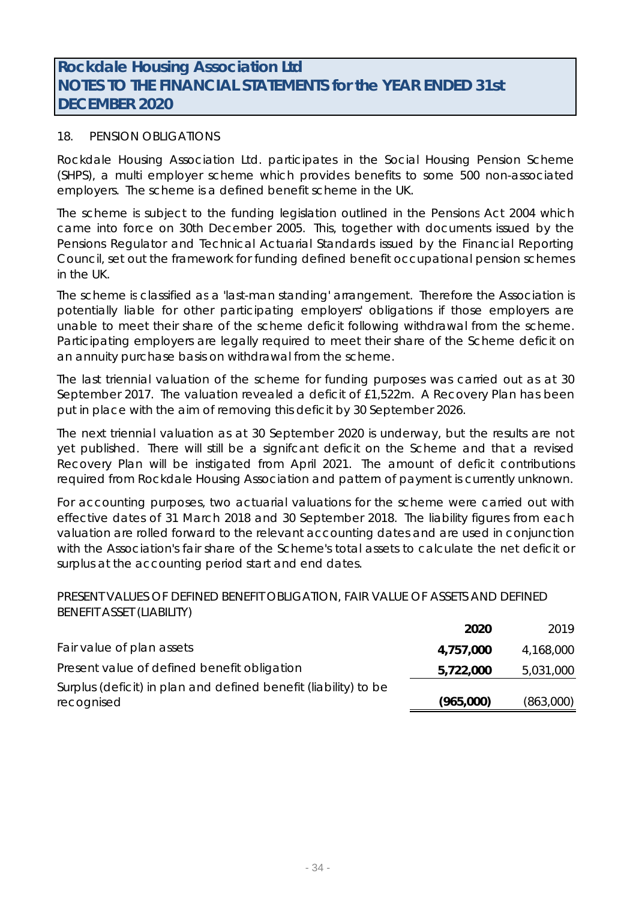# Rockdale Housing Association Ltd
# NOTES TO THE FINANCIAL STATEMENTS for the YEAR ENDED 31st DECEMBER 2020

## 18. PENSION OBLIGATIONS

Rockdale Housing Association Ltd. participates in the Social Housing Pension Scheme (SHPS), a multi employer scheme which provides benefits to some 500 non-associated employers. The scheme is a defined benefit scheme in the UK.

The scheme is subject to the funding legislation outlined in the Pensions Act 2004 which came into force on 30th December 2005. This, together with documents issued by the Pensions Regulator and Technical Actuarial Standards issued by the Financial Reporting Council, set out the framework for funding defined benefit occupational pension schemes in the UK.

The scheme is classified as a 'last-man standing' arrangement. Therefore the Association is potentially liable for other participating employers' obligations if those employers are unable to meet their share of the scheme deficit following withdrawal from the scheme. Participating employers are legally required to meet their share of the Scheme deficit on an annuity purchase basis on withdrawal from the scheme.

The last triennial valuation of the scheme for funding purposes was carried out as at 30 September 2017. The valuation revealed a deficit of £1,522m. A Recovery Plan has been put in place with the aim of removing this deficit by 30 September 2026.

The next triennial valuation as at 30 September 2020 is underway, but the results are not yet published. There will still be a signifcant deficit on the Scheme and that a revised Recovery Plan will be instigated from April 2021. The amount of deficit contributions required from Rockdale Housing Association and pattern of payment is currently unknown.

For accounting purposes, two actuarial valuations for the scheme were carried out with effective dates of 31 March 2018 and 30 September 2018. The liability figures from each valuation are rolled forward to the relevant accounting dates and are used in conjunction with the Association's fair share of the Scheme's total assets to calculate the net deficit or surplus at the accounting period start and end dates.

PRESENT VALUES OF DEFINED BENEFIT OBLIGATION, FAIR VALUE OF ASSETS AND DEFINED BENEFIT ASSET (LIABILITY)

| | **2020** | 2019 |
|---|---|---|
| Fair value of plan assets | **4,757,000** | 4,168,000 |
| Present value of defined benefit obligation | **5,722,000** | 5,031,000 |
| Surplus (deficit) in plan and defined benefit (liability) to be recognised | **(965,000)** | (863,000) |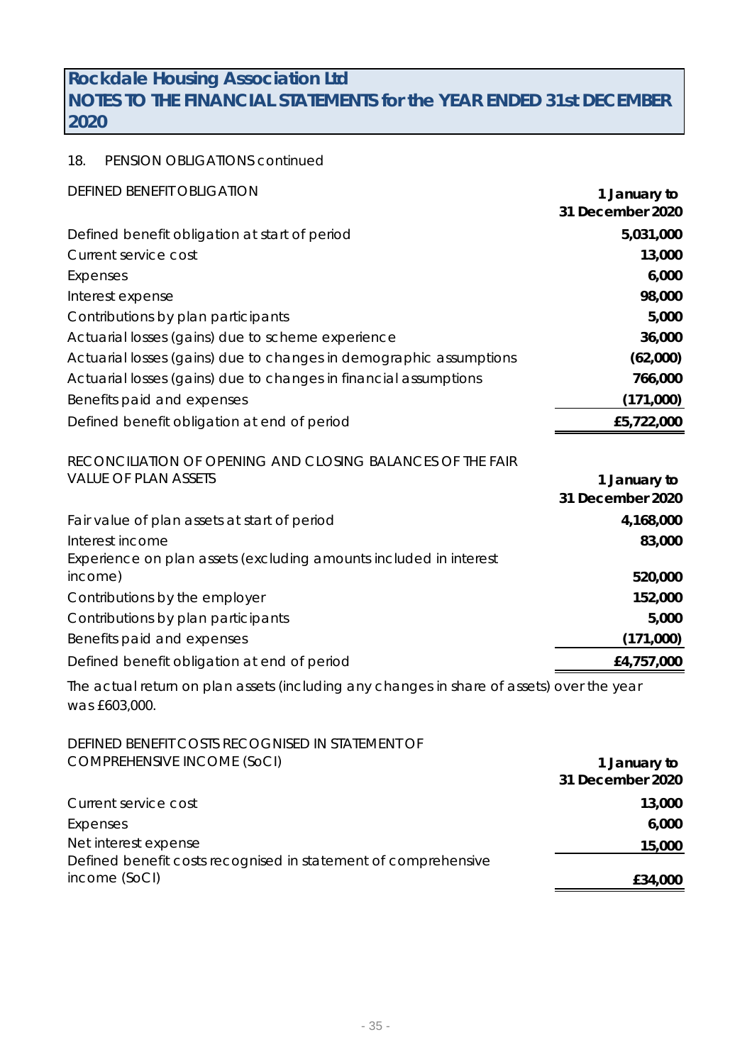# Rockdale Housing Association Ltd
# NOTES TO THE FINANCIAL STATEMENTS for the YEAR ENDED 31st DECEMBER 2020

18. PENSION OBLIGATIONS continued

| DEFINED BENEFIT OBLIGATION | 1 January to 31 December 2020 |
|---|---|
| Defined benefit obligation at start of period | 5,031,000 |
| Current service cost | 13,000 |
| Expenses | 6,000 |
| Interest expense | 98,000 |
| Contributions by plan participants | 5,000 |
| Actuarial losses (gains) due to scheme experience | 36,000 |
| Actuarial losses (gains) due to changes in demographic assumptions | (62,000) |
| Actuarial losses (gains) due to changes in financial assumptions | 766,000 |
| Benefits paid and expenses | (171,000) |
| Defined benefit obligation at end of period | £5,722,000 |

| RECONCILIATION OF OPENING AND CLOSING BALANCES OF THE FAIR VALUE OF PLAN ASSETS | 1 January to 31 December 2020 |
|---|---|
| Fair value of plan assets at start of period | 4,168,000 |
| Interest income | 83,000 |
| Experience on plan assets (excluding amounts included in interest income) | 520,000 |
| Contributions by the employer | 152,000 |
| Contributions by plan participants | 5,000 |
| Benefits paid and expenses | (171,000) |
| Defined benefit obligation at end of period | £4,757,000 |

The actual return on plan assets (including any changes in share of assets) over the year was £603,000.

| DEFINED BENEFIT COSTS RECOGNISED IN STATEMENT OF COMPREHENSIVE INCOME (SoCI) | 1 January to 31 December 2020 |
|---|---|
| Current service cost | 13,000 |
| Expenses | 6,000 |
| Net interest expense | 15,000 |
| Defined benefit costs recognised in statement of comprehensive income (SoCI) | £34,000 |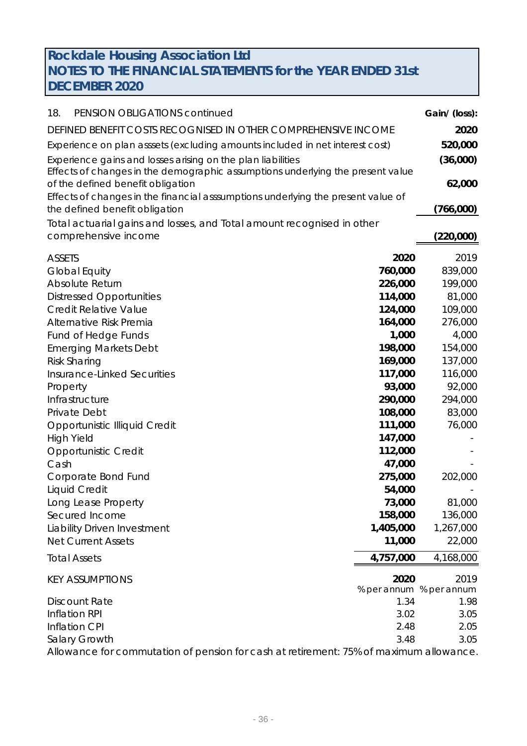**Rockdale Housing Association Ltd**
**NOTES TO THE FINANCIAL STATEMENTS for the YEAR ENDED 31st DECEMBER 2020**

18. PENSION OBLIGATIONS continued

| DEFINED BENEFIT COSTS RECOGNISED IN OTHER COMPREHENSIVE INCOME | Gain/ (loss): 2020 |
|---|---|
| Experience on plan asssets (excluding amounts included in net interest cost) | **520,000** |
| Experience gains and losses arising on the plan liabilities | **(36,000)** |
| Effects of changes in the demographic assumptions underlying the present value of the defined benefit obligation | **62,000** |
| Effects of changes in the financial asssumptions underlying the present value of the defined benefit obligation | **(766,000)** |
| Total actuarial gains and losses, and Total amount recognised in other comprehensive income | **(220,000)** |

| ASSETS | 2020 | 2019 |
|---|---|---|
| Global Equity | **760,000** | 839,000 |
| Absolute Return | **226,000** | 199,000 |
| Distressed Opportunities | **114,000** | 81,000 |
| Credit Relative Value | **124,000** | 109,000 |
| Alternative Risk Premia | **164,000** | 276,000 |
| Fund of Hedge Funds | **1,000** | 4,000 |
| Emerging Markets Debt | **198,000** | 154,000 |
| Risk Sharing | **169,000** | 137,000 |
| Insurance-Linked Securities | **117,000** | 116,000 |
| Property | **93,000** | 92,000 |
| Infrastructure | **290,000** | 294,000 |
| Private Debt | **108,000** | 83,000 |
| Opportunistic Illiquid Credit | **111,000** | 76,000 |
| High Yield | **147,000** | - |
| Opportunistic Credit | **112,000** | - |
| Cash | **47,000** | - |
| Corporate Bond Fund | **275,000** | 202,000 |
| Liquid Credit | **54,000** | - |
| Long Lease Property | **73,000** | 81,000 |
| Secured Income | **158,000** | 136,000 |
| Liability Driven Investment | **1,405,000** | 1,267,000 |
| Net Current Assets | **11,000** | 22,000 |
| Total Assets | **4,757,000** | 4,168,000 |

| KEY ASSUMPTIONS | 2020 % per annum | 2019 % per annum |
|---|---|---|
| Discount Rate | 1.34 | 1.98 |
| Inflation RPI | 3.02 | 3.05 |
| Inflation CPI | 2.48 | 2.05 |
| Salary Growth | 3.48 | 3.05 |

Allowance for commutation of pension for cash at retirement: 75% of maximum allowance.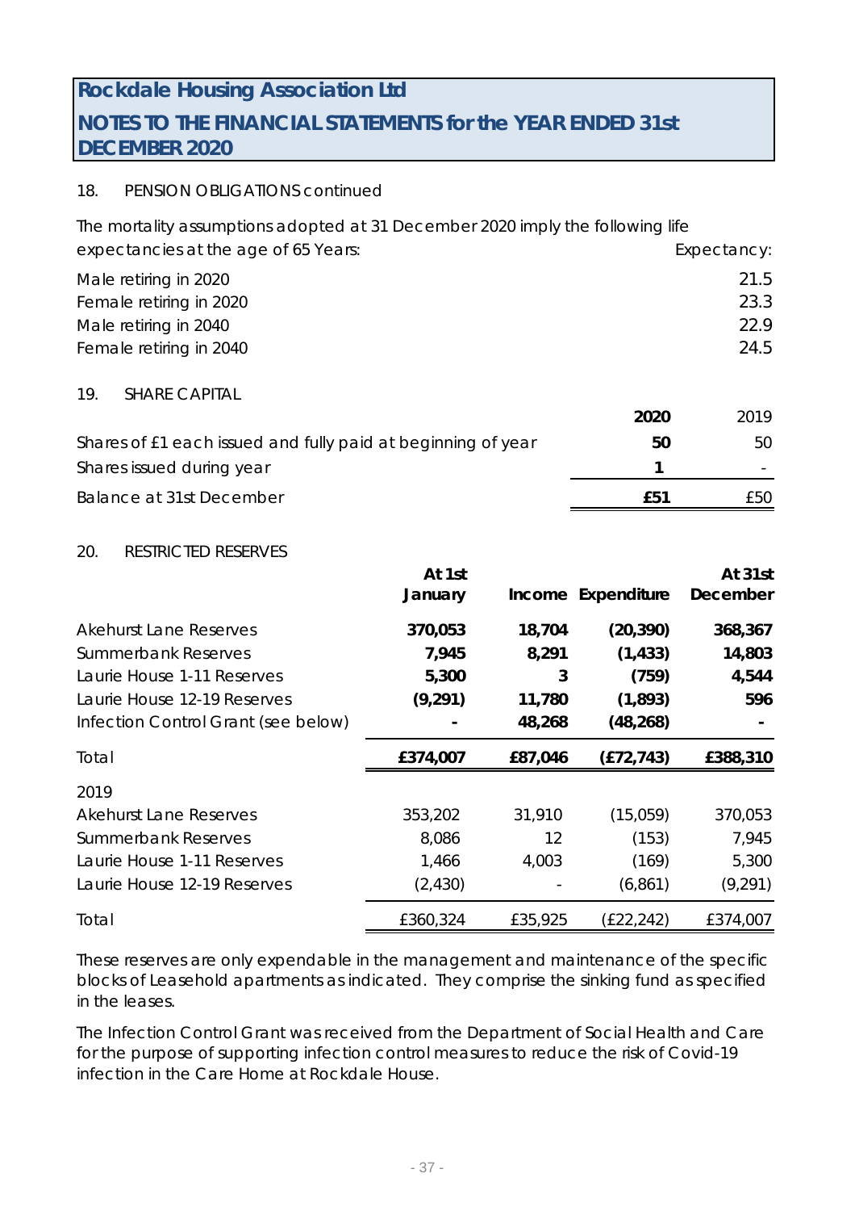# Rockdale Housing Association Ltd

## NOTES TO THE FINANCIAL STATEMENTS for the YEAR ENDED 31st DECEMBER 2020

18. PENSION OBLIGATIONS continued

| The mortality assumptions adopted at 31 December 2020 imply the following life expectancies at the age of 65 Years: | Expectancy: |
|---|---|
| Male retiring in 2020 | 21.5 |
| Female retiring in 2020 | 23.3 |
| Male retiring in 2040 | 22.9 |
| Female retiring in 2040 | 24.5 |

19. SHARE CAPITAL

| | **2020** | 2019 |
|---|---|---|
| Shares of £1 each issued and fully paid at beginning of year | **50** | 50 |
| Shares issued during year | **1** | - |
| Balance at 31st December | **£51** | £50 |

20. RESTRICTED RESERVES

| | **At 1st January** | **Income** | **Expenditure** | **At 31st December** |
|---|---|---|---|---|
| Akehurst Lane Reserves | **370,053** | **18,704** | **(20,390)** | **368,367** |
| Summerbank Reserves | **7,945** | **8,291** | **(1,433)** | **14,803** |
| Laurie House 1-11 Reserves | **5,300** | **3** | **(759)** | **4,544** |
| Laurie House 12-19 Reserves | **(9,291)** | **11,780** | **(1,893)** | **596** |
| Infection Control Grant (see below) | **-** | **48,268** | **(48,268)** | **-** |
| Total | **£374,007** | **£87,046** | **(£72,743)** | **£388,310** |
| 2019 | | | | |
| Akehurst Lane Reserves | 353,202 | 31,910 | (15,059) | 370,053 |
| Summerbank Reserves | 8,086 | 12 | (153) | 7,945 |
| Laurie House 1-11 Reserves | 1,466 | 4,003 | (169) | 5,300 |
| Laurie House 12-19 Reserves | (2,430) | - | (6,861) | (9,291) |
| Total | £360,324 | £35,925 | (£22,242) | £374,007 |

These reserves are only expendable in the management and maintenance of the specific blocks of Leasehold apartments as indicated. They comprise the sinking fund as specified in the leases.

The Infection Control Grant was received from the Department of Social Health and Care for the purpose of supporting infection control measures to reduce the risk of Covid-19 infection in the Care Home at Rockdale House.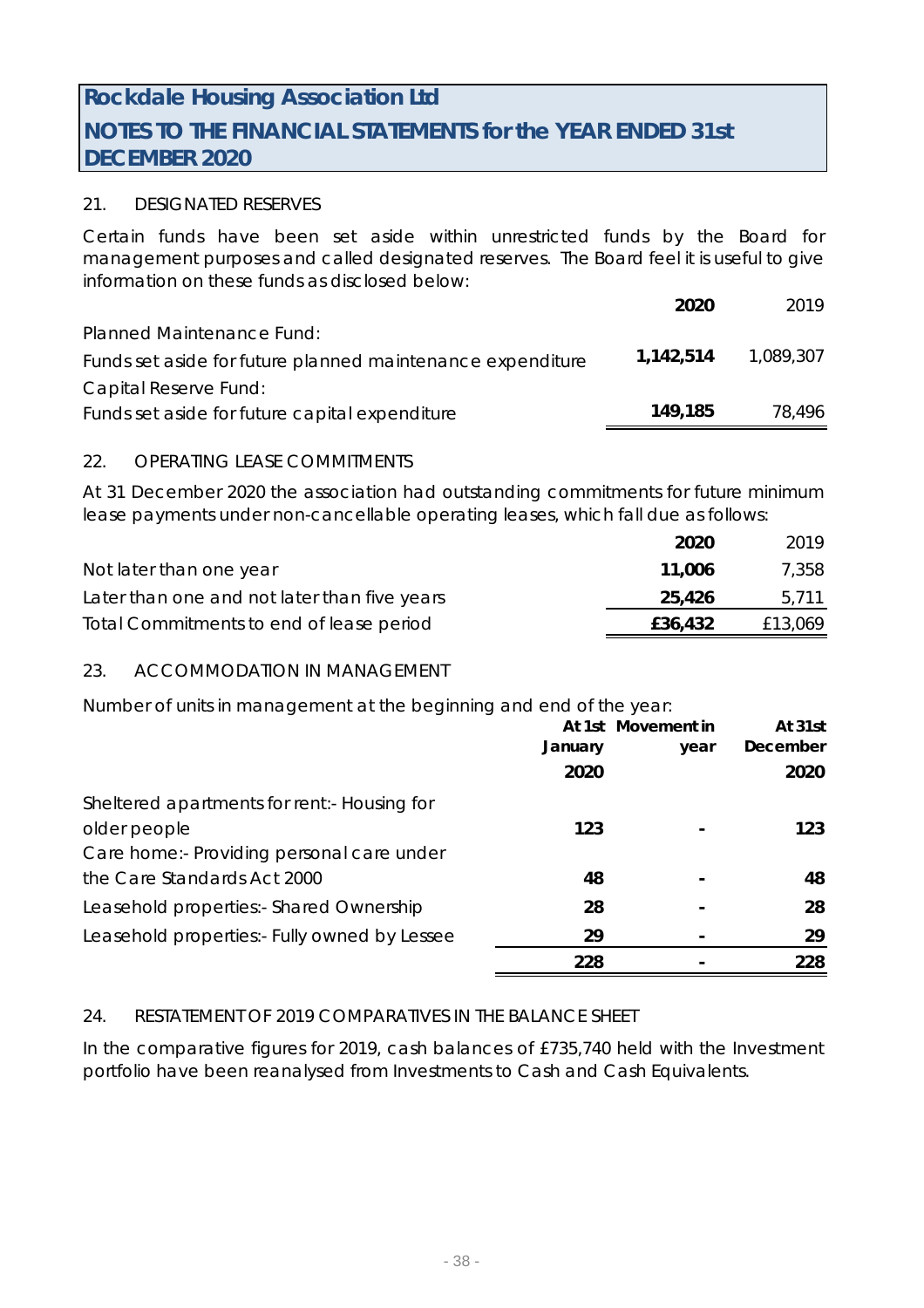# Rockdale Housing Association Ltd

## NOTES TO THE FINANCIAL STATEMENTS for the YEAR ENDED 31st DECEMBER 2020

### 21. DESIGNATED RESERVES

Certain funds have been set aside within unrestricted funds by the Board for management purposes and called designated reserves. The Board feel it is useful to give information on these funds as disclosed below:

| | 2020 | 2019 |
|---|---|---|
| Planned Maintenance Fund: | | |
| Funds set aside for future planned maintenance expenditure | 1,142,514 | 1,089,307 |
| Capital Reserve Fund: | | |
| Funds set aside for future capital expenditure | 149,185 | 78,496 |

### 22. OPERATING LEASE COMMITMENTS

At 31 December 2020 the association had outstanding commitments for future minimum lease payments under non-cancellable operating leases, which fall due as follows:

| | 2020 | 2019 |
|---|---|---|
| Not later than one year | 11,006 | 7,358 |
| Later than one and not later than five years | 25,426 | 5,711 |
| Total Commitments to end of lease period | £36,432 | £13,069 |

### 23. ACCOMMODATION IN MANAGEMENT

Number of units in management at the beginning and end of the year:

| | At 1st January 2020 | Movement in year | At 31st December 2020 |
|---|---|---|---|
| Sheltered apartments for rent:- Housing for older people | 123 | - | 123 |
| Care home:- Providing personal care under the Care Standards Act 2000 | 48 | - | 48 |
| Leasehold properties:- Shared Ownership | 28 | - | 28 |
| Leasehold properties:- Fully owned by Lessee | 29 | - | 29 |
| | 228 | - | 228 |

### 24. RESTATEMENT OF 2019 COMPARATIVES IN THE BALANCE SHEET

In the comparative figures for 2019, cash balances of £735,740 held with the Investment portfolio have been reanalysed from Investments to Cash and Cash Equivalents.